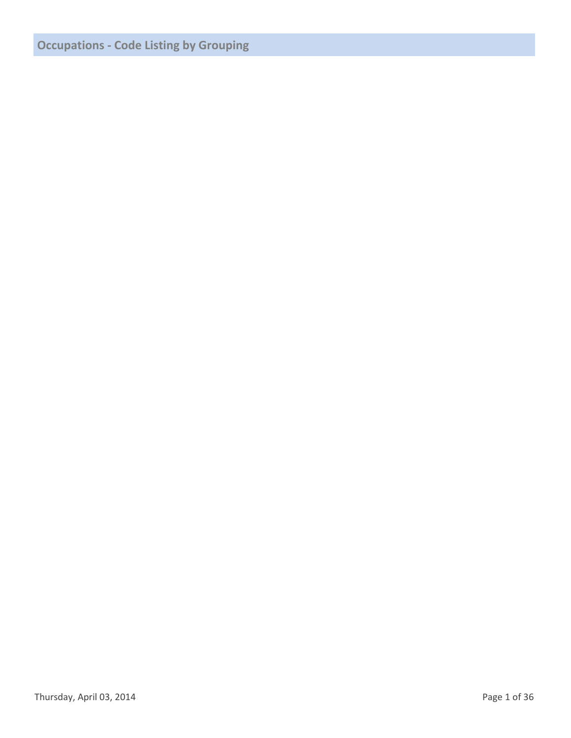# Occupations - Code Listing by Grouping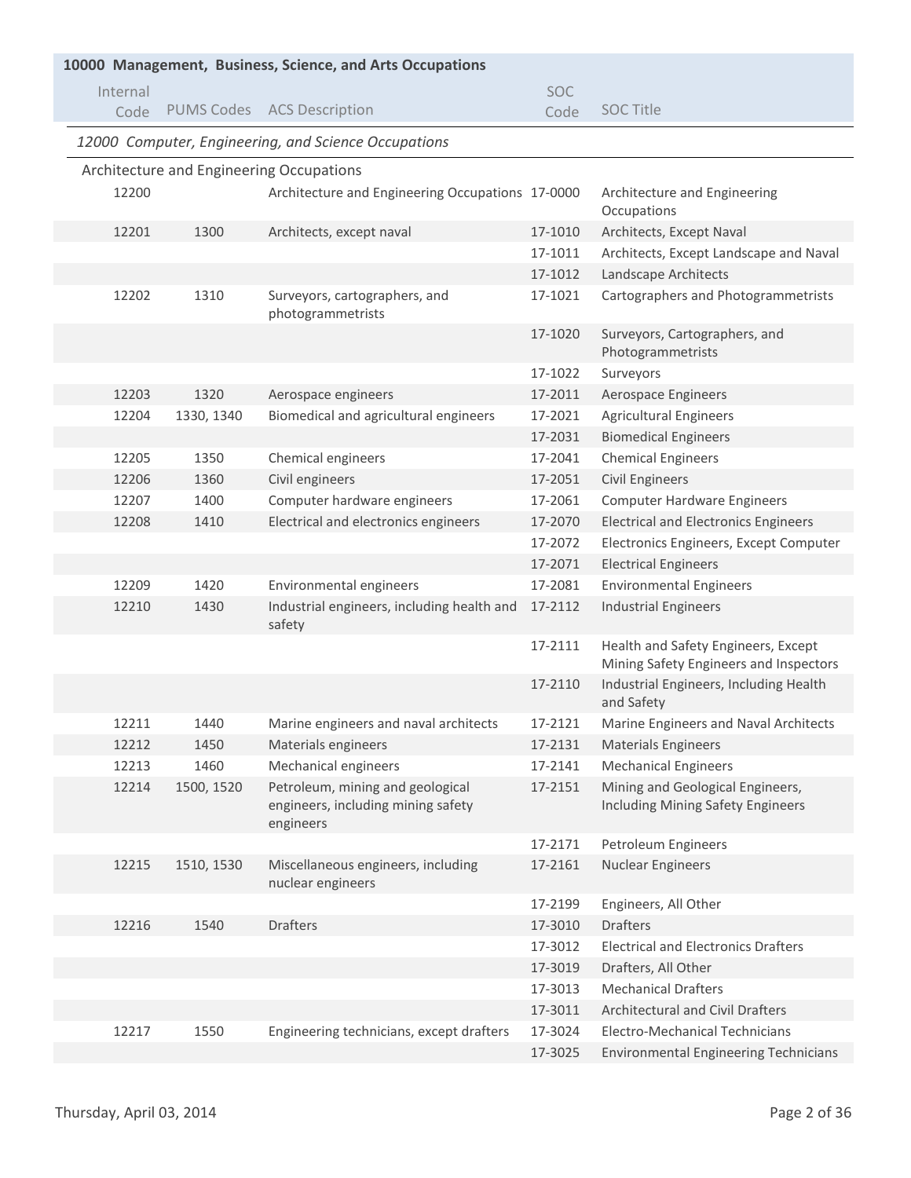## 10000 Management, Business, Science, and Arts Occupations

| Internal Code | PUMS Codes | ACS Description | SOC Code | SOC Title |
|---|---|---|---|---|
| *12000 Computer, Engineering, and Science Occupations* | | | | |
| Architecture and Engineering Occupations | | | | |
| 12200 | | Architecture and Engineering Occupations | 17-0000 | Architecture and Engineering Occupations |
| 12201 | 1300 | Architects, except naval | 17-1010 | Architects, Except Naval |
| | | | 17-1011 | Architects, Except Landscape and Naval |
| | | | 17-1012 | Landscape Architects |
| 12202 | 1310 | Surveyors, cartographers, and photogrammetrists | 17-1021 | Cartographers and Photogrammetrists |
| | | | 17-1020 | Surveyors, Cartographers, and Photogrammetrists |
| | | | 17-1022 | Surveyors |
| 12203 | 1320 | Aerospace engineers | 17-2011 | Aerospace Engineers |
| 12204 | 1330, 1340 | Biomedical and agricultural engineers | 17-2021 | Agricultural Engineers |
| | | | 17-2031 | Biomedical Engineers |
| 12205 | 1350 | Chemical engineers | 17-2041 | Chemical Engineers |
| 12206 | 1360 | Civil engineers | 17-2051 | Civil Engineers |
| 12207 | 1400 | Computer hardware engineers | 17-2061 | Computer Hardware Engineers |
| 12208 | 1410 | Electrical and electronics engineers | 17-2070 | Electrical and Electronics Engineers |
| | | | 17-2072 | Electronics Engineers, Except Computer |
| | | | 17-2071 | Electrical Engineers |
| 12209 | 1420 | Environmental engineers | 17-2081 | Environmental Engineers |
| 12210 | 1430 | Industrial engineers, including health and safety | 17-2112 | Industrial Engineers |
| | | | 17-2111 | Health and Safety Engineers, Except Mining Safety Engineers and Inspectors |
| | | | 17-2110 | Industrial Engineers, Including Health and Safety |
| 12211 | 1440 | Marine engineers and naval architects | 17-2121 | Marine Engineers and Naval Architects |
| 12212 | 1450 | Materials engineers | 17-2131 | Materials Engineers |
| 12213 | 1460 | Mechanical engineers | 17-2141 | Mechanical Engineers |
| 12214 | 1500, 1520 | Petroleum, mining and geological engineers, including mining safety engineers | 17-2151 | Mining and Geological Engineers, Including Mining Safety Engineers |
| | | | 17-2171 | Petroleum Engineers |
| 12215 | 1510, 1530 | Miscellaneous engineers, including nuclear engineers | 17-2161 | Nuclear Engineers |
| | | | 17-2199 | Engineers, All Other |
| 12216 | 1540 | Drafters | 17-3010 | Drafters |
| | | | 17-3012 | Electrical and Electronics Drafters |
| | | | 17-3019 | Drafters, All Other |
| | | | 17-3013 | Mechanical Drafters |
| | | | 17-3011 | Architectural and Civil Drafters |
| 12217 | 1550 | Engineering technicians, except drafters | 17-3024 | Electro-Mechanical Technicians |
| | | | 17-3025 | Environmental Engineering Technicians |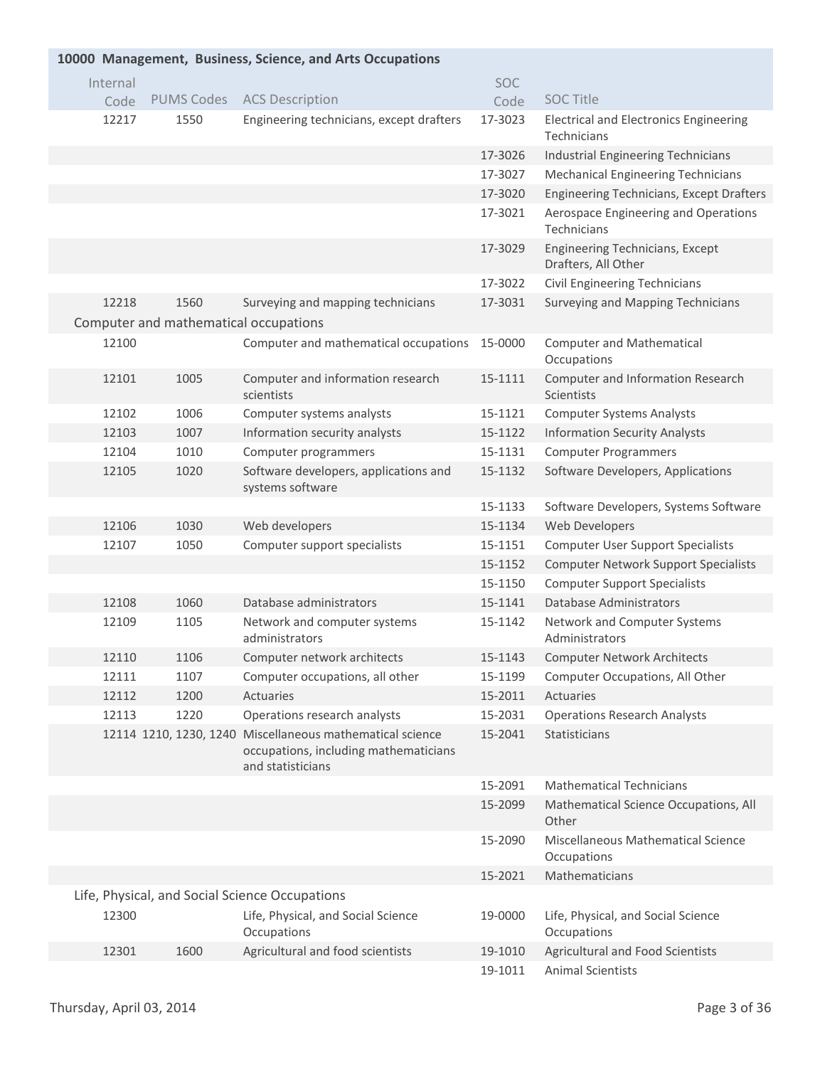## 10000 Management, Business, Science, and Arts Occupations

| Internal Code | PUMS Codes | ACS Description | SOC Code | SOC Title |
|---|---|---|---|---|
| 12217 | 1550 | Engineering technicians, except drafters | 17-3023 | Electrical and Electronics Engineering Technicians |
| | | | 17-3026 | Industrial Engineering Technicians |
| | | | 17-3027 | Mechanical Engineering Technicians |
| | | | 17-3020 | Engineering Technicians, Except Drafters |
| | | | 17-3021 | Aerospace Engineering and Operations Technicians |
| | | | 17-3029 | Engineering Technicians, Except Drafters, All Other |
| | | | 17-3022 | Civil Engineering Technicians |
| 12218 | 1560 | Surveying and mapping technicians | 17-3031 | Surveying and Mapping Technicians |
| **Computer and mathematical occupations** | | | | |
| 12100 | | Computer and mathematical occupations | 15-0000 | Computer and Mathematical Occupations |
| 12101 | 1005 | Computer and information research scientists | 15-1111 | Computer and Information Research Scientists |
| 12102 | 1006 | Computer systems analysts | 15-1121 | Computer Systems Analysts |
| 12103 | 1007 | Information security analysts | 15-1122 | Information Security Analysts |
| 12104 | 1010 | Computer programmers | 15-1131 | Computer Programmers |
| 12105 | 1020 | Software developers, applications and systems software | 15-1132 | Software Developers, Applications |
| | | | 15-1133 | Software Developers, Systems Software |
| 12106 | 1030 | Web developers | 15-1134 | Web Developers |
| 12107 | 1050 | Computer support specialists | 15-1151 | Computer User Support Specialists |
| | | | 15-1152 | Computer Network Support Specialists |
| | | | 15-1150 | Computer Support Specialists |
| 12108 | 1060 | Database administrators | 15-1141 | Database Administrators |
| 12109 | 1105 | Network and computer systems administrators | 15-1142 | Network and Computer Systems Administrators |
| 12110 | 1106 | Computer network architects | 15-1143 | Computer Network Architects |
| 12111 | 1107 | Computer occupations, all other | 15-1199 | Computer Occupations, All Other |
| 12112 | 1200 | Actuaries | 15-2011 | Actuaries |
| 12113 | 1220 | Operations research analysts | 15-2031 | Operations Research Analysts |
| 12114 | 1210, 1230, 1240 | Miscellaneous mathematical science occupations, including mathematicians and statisticians | 15-2041 | Statisticians |
| | | | 15-2091 | Mathematical Technicians |
| | | | 15-2099 | Mathematical Science Occupations, All Other |
| | | | 15-2090 | Miscellaneous Mathematical Science Occupations |
| | | | 15-2021 | Mathematicians |
| **Life, Physical, and Social Science Occupations** | | | | |
| 12300 | | Life, Physical, and Social Science Occupations | 19-0000 | Life, Physical, and Social Science Occupations |
| 12301 | 1600 | Agricultural and food scientists | 19-1010 | Agricultural and Food Scientists |
| | | | 19-1011 | Animal Scientists |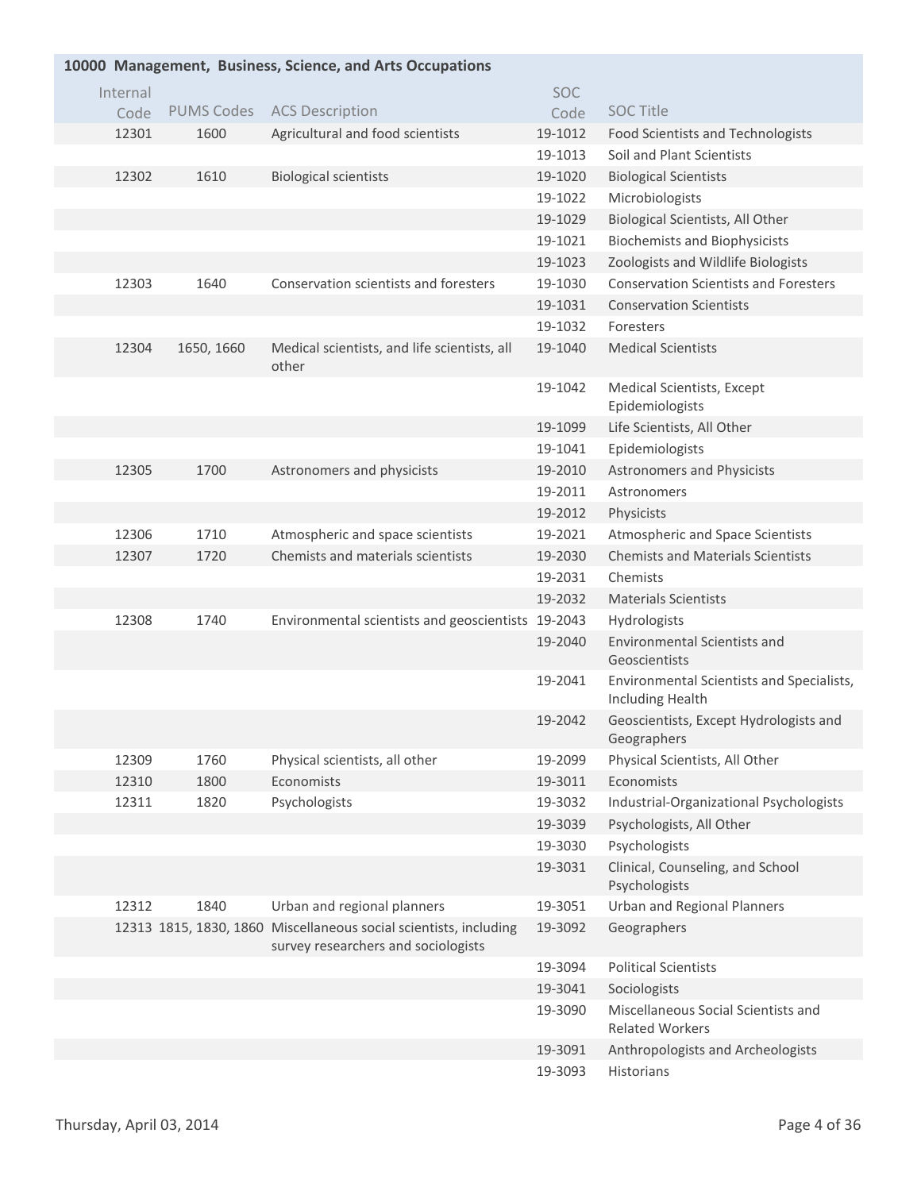## 10000 Management, Business, Science, and Arts Occupations

| Internal Code | PUMS Codes | ACS Description | SOC Code | SOC Title |
|---|---|---|---|---|
| 12301 | 1600 | Agricultural and food scientists | 19-1012 | Food Scientists and Technologists |
| | | | 19-1013 | Soil and Plant Scientists |
| 12302 | 1610 | Biological scientists | 19-1020 | Biological Scientists |
| | | | 19-1022 | Microbiologists |
| | | | 19-1029 | Biological Scientists, All Other |
| | | | 19-1021 | Biochemists and Biophysicists |
| | | | 19-1023 | Zoologists and Wildlife Biologists |
| 12303 | 1640 | Conservation scientists and foresters | 19-1030 | Conservation Scientists and Foresters |
| | | | 19-1031 | Conservation Scientists |
| | | | 19-1032 | Foresters |
| 12304 | 1650, 1660 | Medical scientists, and life scientists, all other | 19-1040 | Medical Scientists |
| | | | 19-1042 | Medical Scientists, Except Epidemiologists |
| | | | 19-1099 | Life Scientists, All Other |
| | | | 19-1041 | Epidemiologists |
| 12305 | 1700 | Astronomers and physicists | 19-2010 | Astronomers and Physicists |
| | | | 19-2011 | Astronomers |
| | | | 19-2012 | Physicists |
| 12306 | 1710 | Atmospheric and space scientists | 19-2021 | Atmospheric and Space Scientists |
| 12307 | 1720 | Chemists and materials scientists | 19-2030 | Chemists and Materials Scientists |
| | | | 19-2031 | Chemists |
| | | | 19-2032 | Materials Scientists |
| 12308 | 1740 | Environmental scientists and geoscientists | 19-2043 | Hydrologists |
| | | | 19-2040 | Environmental Scientists and Geoscientists |
| | | | 19-2041 | Environmental Scientists and Specialists, Including Health |
| | | | 19-2042 | Geoscientists, Except Hydrologists and Geographers |
| 12309 | 1760 | Physical scientists, all other | 19-2099 | Physical Scientists, All Other |
| 12310 | 1800 | Economists | 19-3011 | Economists |
| 12311 | 1820 | Psychologists | 19-3032 | Industrial-Organizational Psychologists |
| | | | 19-3039 | Psychologists, All Other |
| | | | 19-3030 | Psychologists |
| | | | 19-3031 | Clinical, Counseling, and School Psychologists |
| 12312 | 1840 | Urban and regional planners | 19-3051 | Urban and Regional Planners |
| 12313 | 1815, 1830, 1860 | Miscellaneous social scientists, including survey researchers and sociologists | 19-3092 | Geographers |
| | | | 19-3094 | Political Scientists |
| | | | 19-3041 | Sociologists |
| | | | 19-3090 | Miscellaneous Social Scientists and Related Workers |
| | | | 19-3091 | Anthropologists and Archeologists |
| | | | 19-3093 | Historians |

Thursday, April 03, 2014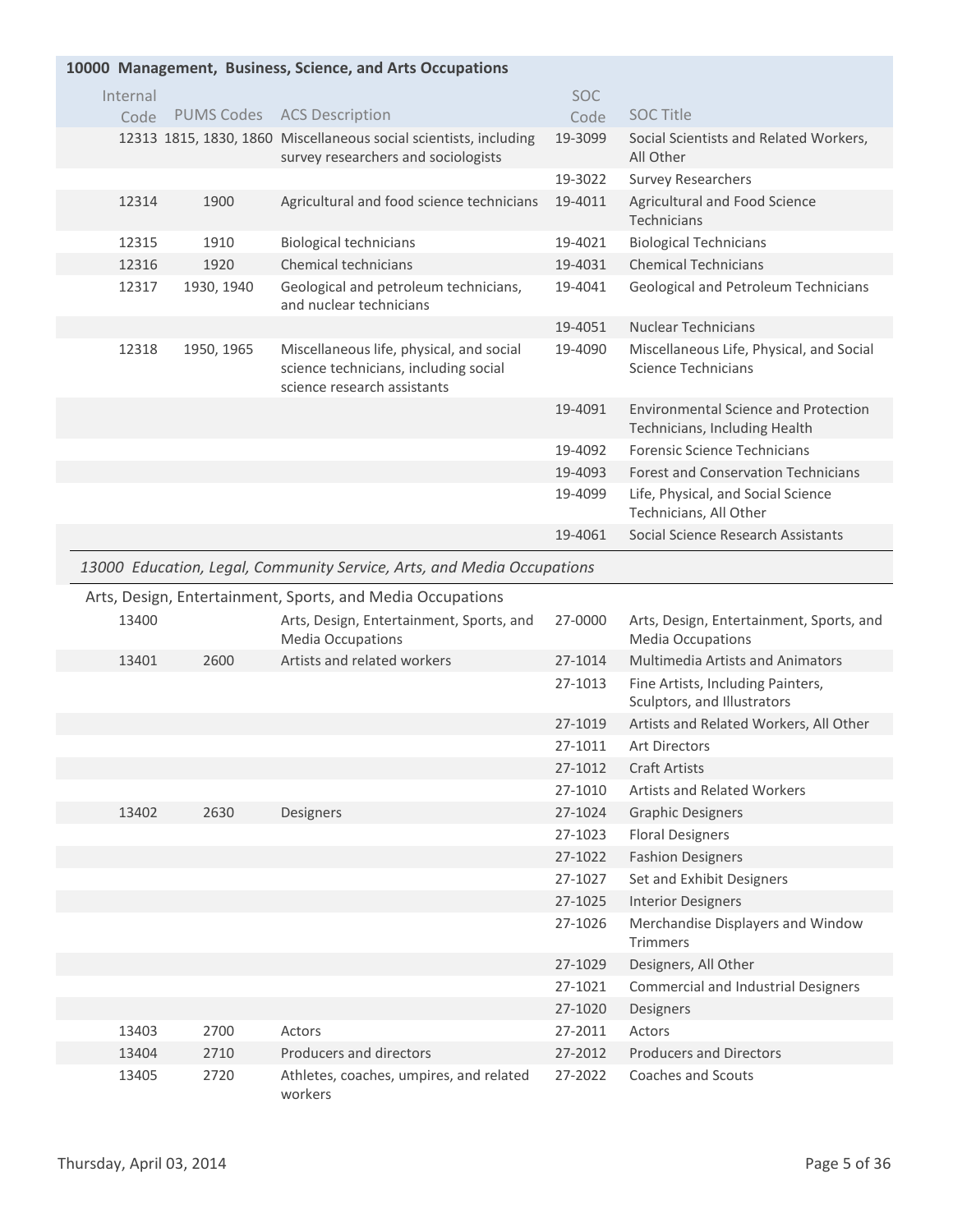## 10000 Management, Business, Science, and Arts Occupations

| Internal Code | PUMS Codes | ACS Description | SOC Code | SOC Title |
|---|---|---|---|---|
| 12313 | 1815, 1830, 1860 | Miscellaneous social scientists, including survey researchers and sociologists | 19-3099 | Social Scientists and Related Workers, All Other |
| | | | 19-3022 | Survey Researchers |
| 12314 | 1900 | Agricultural and food science technicians | 19-4011 | Agricultural and Food Science Technicians |
| 12315 | 1910 | Biological technicians | 19-4021 | Biological Technicians |
| 12316 | 1920 | Chemical technicians | 19-4031 | Chemical Technicians |
| 12317 | 1930, 1940 | Geological and petroleum technicians, and nuclear technicians | 19-4041 | Geological and Petroleum Technicians |
| | | | 19-4051 | Nuclear Technicians |
| 12318 | 1950, 1965 | Miscellaneous life, physical, and social science technicians, including social science research assistants | 19-4090 | Miscellaneous Life, Physical, and Social Science Technicians |
| | | | 19-4091 | Environmental Science and Protection Technicians, Including Health |
| | | | 19-4092 | Forensic Science Technicians |
| | | | 19-4093 | Forest and Conservation Technicians |
| | | | 19-4099 | Life, Physical, and Social Science Technicians, All Other |
| | | | 19-4061 | Social Science Research Assistants |

### *13000 Education, Legal, Community Service, Arts, and Media Occupations*

#### Arts, Design, Entertainment, Sports, and Media Occupations

| Internal Code | PUMS Codes | ACS Description | SOC Code | SOC Title |
|---|---|---|---|---|
| 13400 | | Arts, Design, Entertainment, Sports, and Media Occupations | 27-0000 | Arts, Design, Entertainment, Sports, and Media Occupations |
| 13401 | 2600 | Artists and related workers | 27-1014 | Multimedia Artists and Animators |
| | | | 27-1013 | Fine Artists, Including Painters, Sculptors, and Illustrators |
| | | | 27-1019 | Artists and Related Workers, All Other |
| | | | 27-1011 | Art Directors |
| | | | 27-1012 | Craft Artists |
| | | | 27-1010 | Artists and Related Workers |
| 13402 | 2630 | Designers | 27-1024 | Graphic Designers |
| | | | 27-1023 | Floral Designers |
| | | | 27-1022 | Fashion Designers |
| | | | 27-1027 | Set and Exhibit Designers |
| | | | 27-1025 | Interior Designers |
| | | | 27-1026 | Merchandise Displayers and Window Trimmers |
| | | | 27-1029 | Designers, All Other |
| | | | 27-1021 | Commercial and Industrial Designers |
| | | | 27-1020 | Designers |
| 13403 | 2700 | Actors | 27-2011 | Actors |
| 13404 | 2710 | Producers and directors | 27-2012 | Producers and Directors |
| 13405 | 2720 | Athletes, coaches, umpires, and related workers | 27-2022 | Coaches and Scouts |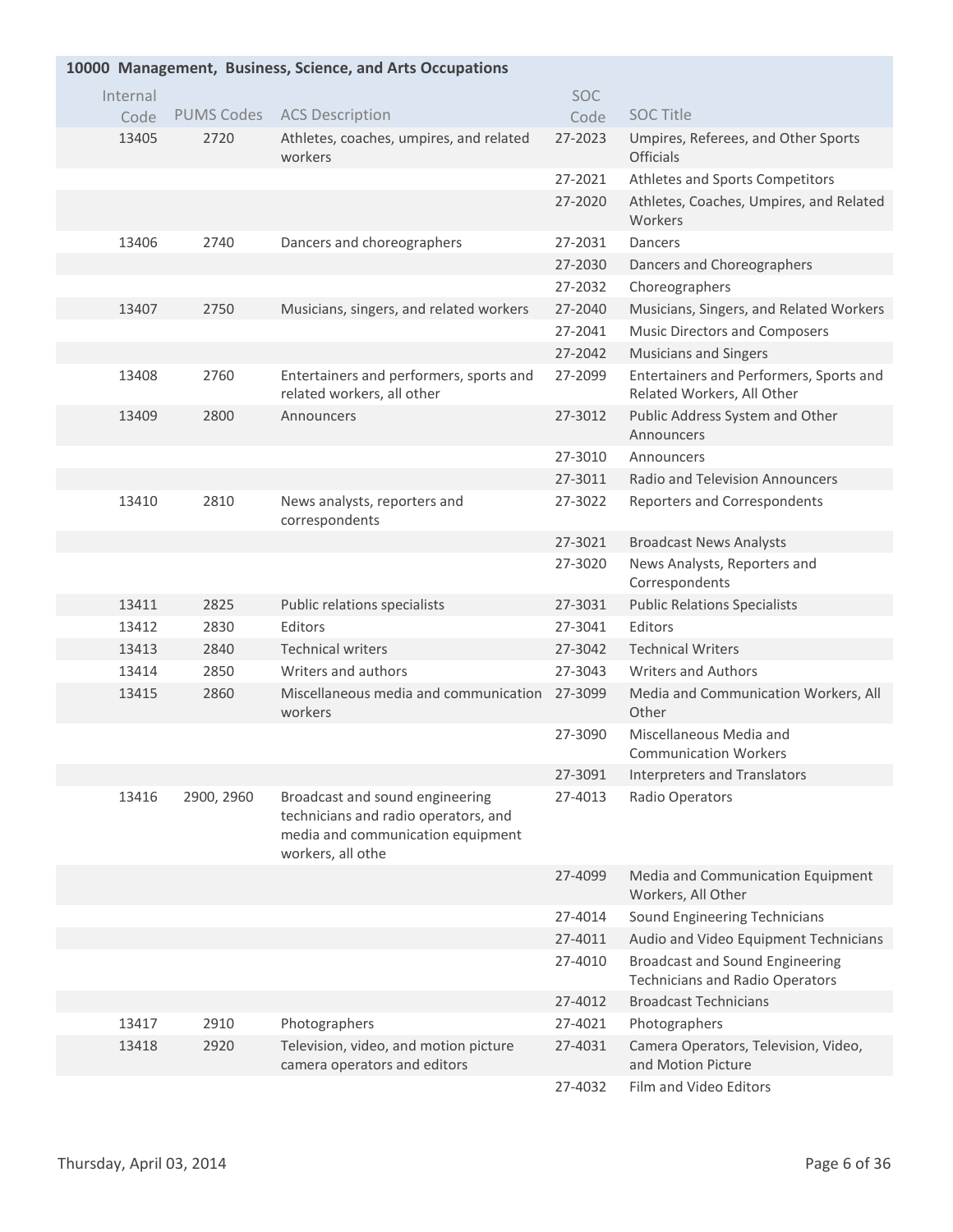## 10000 Management, Business, Science, and Arts Occupations

| Internal Code | PUMS Codes | ACS Description | SOC Code | SOC Title |
|---|---|---|---|---|
| 13405 | 2720 | Athletes, coaches, umpires, and related workers | 27-2023 | Umpires, Referees, and Other Sports Officials |
| | | | 27-2021 | Athletes and Sports Competitors |
| | | | 27-2020 | Athletes, Coaches, Umpires, and Related Workers |
| 13406 | 2740 | Dancers and choreographers | 27-2031 | Dancers |
| | | | 27-2030 | Dancers and Choreographers |
| | | | 27-2032 | Choreographers |
| 13407 | 2750 | Musicians, singers, and related workers | 27-2040 | Musicians, Singers, and Related Workers |
| | | | 27-2041 | Music Directors and Composers |
| | | | 27-2042 | Musicians and Singers |
| 13408 | 2760 | Entertainers and performers, sports and related workers, all other | 27-2099 | Entertainers and Performers, Sports and Related Workers, All Other |
| 13409 | 2800 | Announcers | 27-3012 | Public Address System and Other Announcers |
| | | | 27-3010 | Announcers |
| | | | 27-3011 | Radio and Television Announcers |
| 13410 | 2810 | News analysts, reporters and correspondents | 27-3022 | Reporters and Correspondents |
| | | | 27-3021 | Broadcast News Analysts |
| | | | 27-3020 | News Analysts, Reporters and Correspondents |
| 13411 | 2825 | Public relations specialists | 27-3031 | Public Relations Specialists |
| 13412 | 2830 | Editors | 27-3041 | Editors |
| 13413 | 2840 | Technical writers | 27-3042 | Technical Writers |
| 13414 | 2850 | Writers and authors | 27-3043 | Writers and Authors |
| 13415 | 2860 | Miscellaneous media and communication workers | 27-3099 | Media and Communication Workers, All Other |
| | | | 27-3090 | Miscellaneous Media and Communication Workers |
| | | | 27-3091 | Interpreters and Translators |
| 13416 | 2900, 2960 | Broadcast and sound engineering technicians and radio operators, and media and communication equipment workers, all othe | 27-4013 | Radio Operators |
| | | | 27-4099 | Media and Communication Equipment Workers, All Other |
| | | | 27-4014 | Sound Engineering Technicians |
| | | | 27-4011 | Audio and Video Equipment Technicians |
| | | | 27-4010 | Broadcast and Sound Engineering Technicians and Radio Operators |
| | | | 27-4012 | Broadcast Technicians |
| 13417 | 2910 | Photographers | 27-4021 | Photographers |
| 13418 | 2920 | Television, video, and motion picture camera operators and editors | 27-4031 | Camera Operators, Television, Video, and Motion Picture |
| | | | 27-4032 | Film and Video Editors |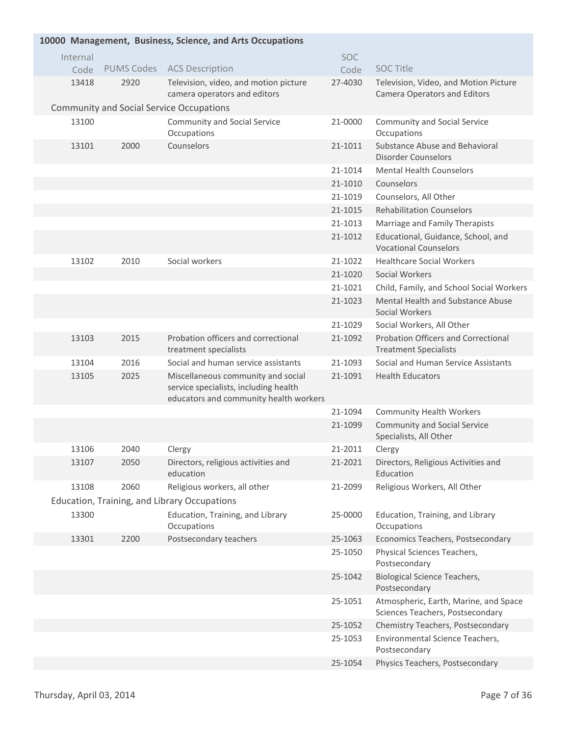## 10000 Management, Business, Science, and Arts Occupations

| Internal Code | PUMS Codes | ACS Description | SOC Code | SOC Title |
|---|---|---|---|---|
| 13418 | 2920 | Television, video, and motion picture camera operators and editors | 27-4030 | Television, Video, and Motion Picture Camera Operators and Editors |
| **Community and Social Service Occupations** | | | | |
| 13100 | | Community and Social Service Occupations | 21-0000 | Community and Social Service Occupations |
| 13101 | 2000 | Counselors | 21-1011 | Substance Abuse and Behavioral Disorder Counselors |
| | | | 21-1014 | Mental Health Counselors |
| | | | 21-1010 | Counselors |
| | | | 21-1019 | Counselors, All Other |
| | | | 21-1015 | Rehabilitation Counselors |
| | | | 21-1013 | Marriage and Family Therapists |
| | | | 21-1012 | Educational, Guidance, School, and Vocational Counselors |
| 13102 | 2010 | Social workers | 21-1022 | Healthcare Social Workers |
| | | | 21-1020 | Social Workers |
| | | | 21-1021 | Child, Family, and School Social Workers |
| | | | 21-1023 | Mental Health and Substance Abuse Social Workers |
| | | | 21-1029 | Social Workers, All Other |
| 13103 | 2015 | Probation officers and correctional treatment specialists | 21-1092 | Probation Officers and Correctional Treatment Specialists |
| 13104 | 2016 | Social and human service assistants | 21-1093 | Social and Human Service Assistants |
| 13105 | 2025 | Miscellaneous community and social service specialists, including health educators and community health workers | 21-1091 | Health Educators |
| | | | 21-1094 | Community Health Workers |
| | | | 21-1099 | Community and Social Service Specialists, All Other |
| 13106 | 2040 | Clergy | 21-2011 | Clergy |
| 13107 | 2050 | Directors, religious activities and education | 21-2021 | Directors, Religious Activities and Education |
| 13108 | 2060 | Religious workers, all other | 21-2099 | Religious Workers, All Other |
| **Education, Training, and Library Occupations** | | | | |
| 13300 | | Education, Training, and Library Occupations | 25-0000 | Education, Training, and Library Occupations |
| 13301 | 2200 | Postsecondary teachers | 25-1063 | Economics Teachers, Postsecondary |
| | | | 25-1050 | Physical Sciences Teachers, Postsecondary |
| | | | 25-1042 | Biological Science Teachers, Postsecondary |
| | | | 25-1051 | Atmospheric, Earth, Marine, and Space Sciences Teachers, Postsecondary |
| | | | 25-1052 | Chemistry Teachers, Postsecondary |
| | | | 25-1053 | Environmental Science Teachers, Postsecondary |
| | | | 25-1054 | Physics Teachers, Postsecondary |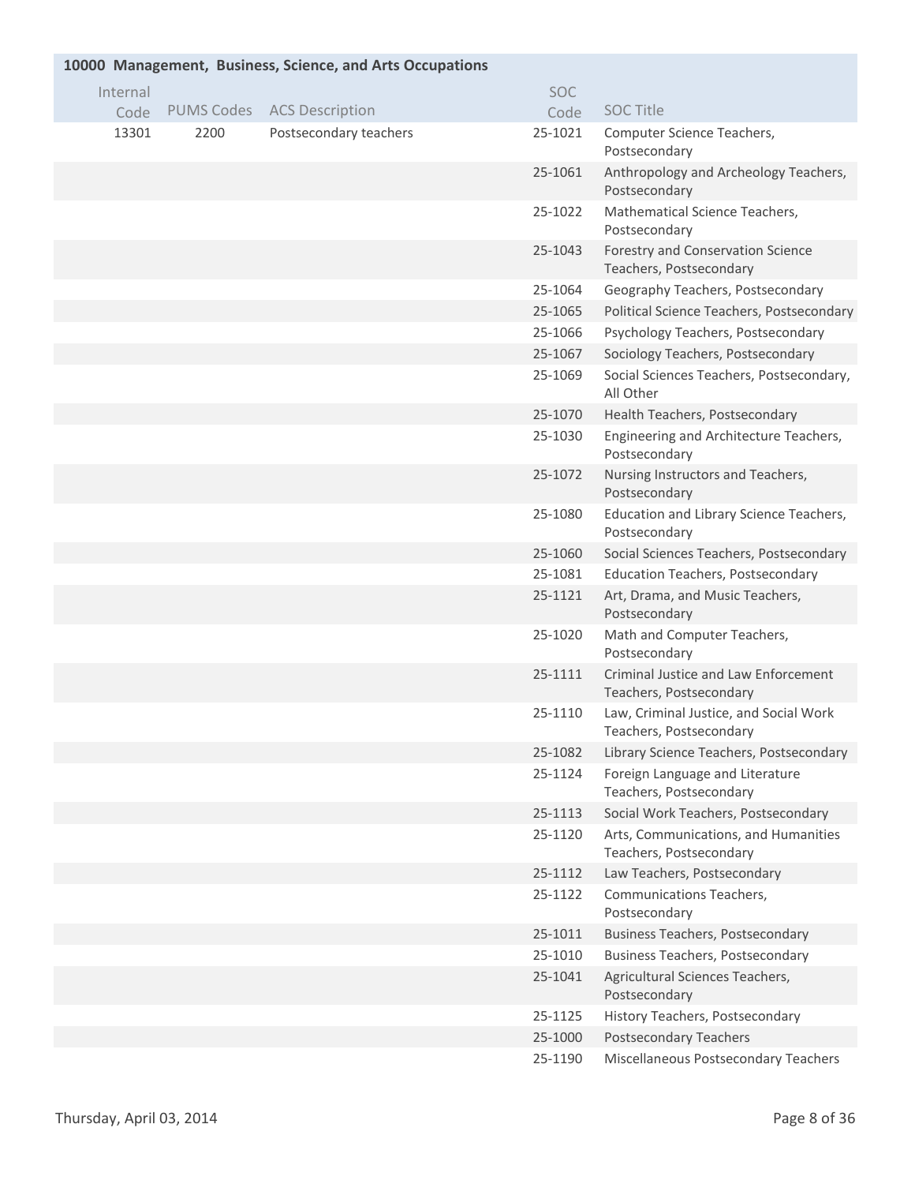## 10000 Management, Business, Science, and Arts Occupations

| Internal Code | PUMS Codes | ACS Description | SOC Code | SOC Title |
|---|---|---|---|---|
| 13301 | 2200 | Postsecondary teachers | 25-1021 | Computer Science Teachers, Postsecondary |
| | | | 25-1061 | Anthropology and Archeology Teachers, Postsecondary |
| | | | 25-1022 | Mathematical Science Teachers, Postsecondary |
| | | | 25-1043 | Forestry and Conservation Science Teachers, Postsecondary |
| | | | 25-1064 | Geography Teachers, Postsecondary |
| | | | 25-1065 | Political Science Teachers, Postsecondary |
| | | | 25-1066 | Psychology Teachers, Postsecondary |
| | | | 25-1067 | Sociology Teachers, Postsecondary |
| | | | 25-1069 | Social Sciences Teachers, Postsecondary, All Other |
| | | | 25-1070 | Health Teachers, Postsecondary |
| | | | 25-1030 | Engineering and Architecture Teachers, Postsecondary |
| | | | 25-1072 | Nursing Instructors and Teachers, Postsecondary |
| | | | 25-1080 | Education and Library Science Teachers, Postsecondary |
| | | | 25-1060 | Social Sciences Teachers, Postsecondary |
| | | | 25-1081 | Education Teachers, Postsecondary |
| | | | 25-1121 | Art, Drama, and Music Teachers, Postsecondary |
| | | | 25-1020 | Math and Computer Teachers, Postsecondary |
| | | | 25-1111 | Criminal Justice and Law Enforcement Teachers, Postsecondary |
| | | | 25-1110 | Law, Criminal Justice, and Social Work Teachers, Postsecondary |
| | | | 25-1082 | Library Science Teachers, Postsecondary |
| | | | 25-1124 | Foreign Language and Literature Teachers, Postsecondary |
| | | | 25-1113 | Social Work Teachers, Postsecondary |
| | | | 25-1120 | Arts, Communications, and Humanities Teachers, Postsecondary |
| | | | 25-1112 | Law Teachers, Postsecondary |
| | | | 25-1122 | Communications Teachers, Postsecondary |
| | | | 25-1011 | Business Teachers, Postsecondary |
| | | | 25-1010 | Business Teachers, Postsecondary |
| | | | 25-1041 | Agricultural Sciences Teachers, Postsecondary |
| | | | 25-1125 | History Teachers, Postsecondary |
| | | | 25-1000 | Postsecondary Teachers |
| | | | 25-1190 | Miscellaneous Postsecondary Teachers |

Thursday, April 03, 2014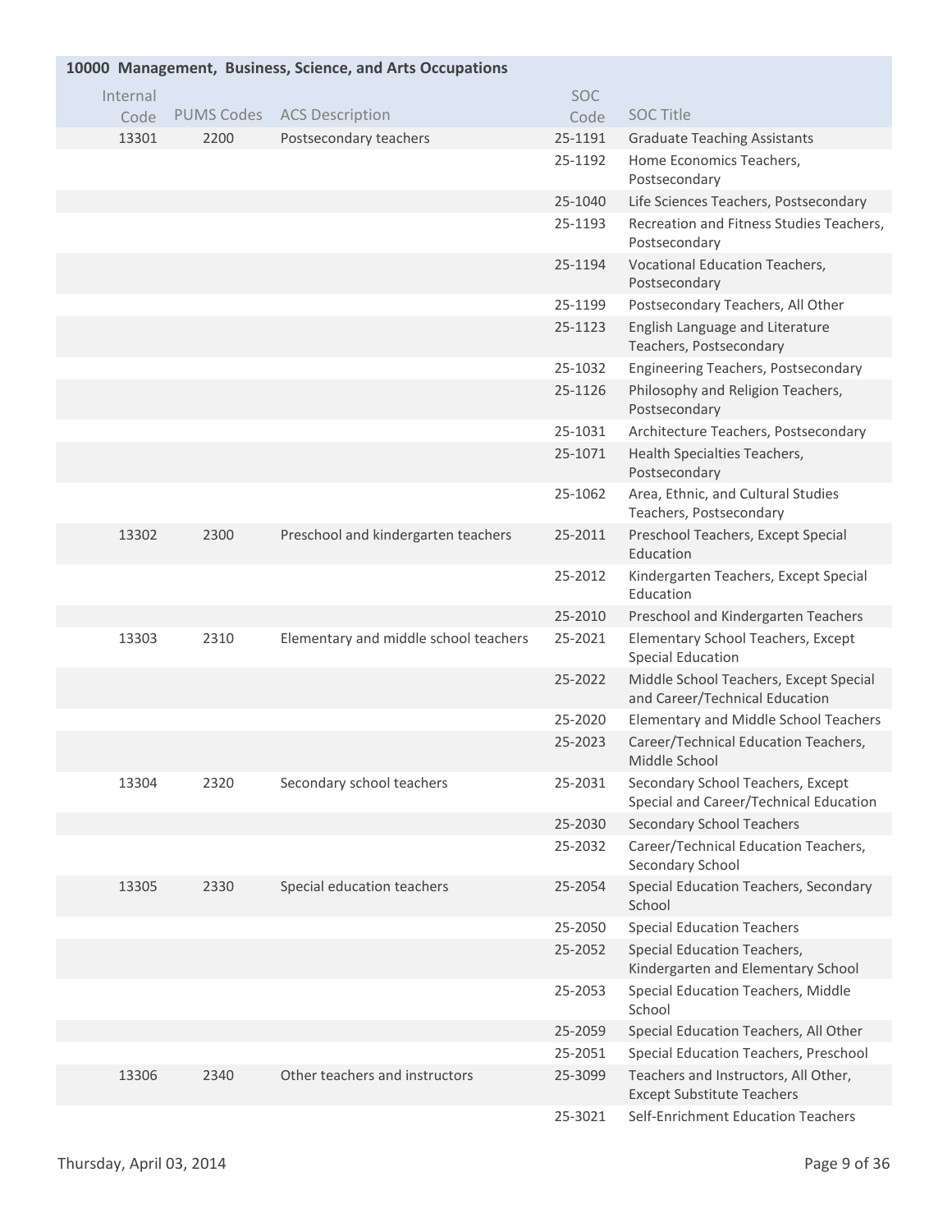## 10000 Management, Business, Science, and Arts Occupations

| Internal Code | PUMS Codes | ACS Description | SOC Code | SOC Title |
|---|---|---|---|---|
| 13301 | 2200 | Postsecondary teachers | 25-1191 | Graduate Teaching Assistants |
| | | | 25-1192 | Home Economics Teachers, Postsecondary |
| | | | 25-1040 | Life Sciences Teachers, Postsecondary |
| | | | 25-1193 | Recreation and Fitness Studies Teachers, Postsecondary |
| | | | 25-1194 | Vocational Education Teachers, Postsecondary |
| | | | 25-1199 | Postsecondary Teachers, All Other |
| | | | 25-1123 | English Language and Literature Teachers, Postsecondary |
| | | | 25-1032 | Engineering Teachers, Postsecondary |
| | | | 25-1126 | Philosophy and Religion Teachers, Postsecondary |
| | | | 25-1031 | Architecture Teachers, Postsecondary |
| | | | 25-1071 | Health Specialties Teachers, Postsecondary |
| | | | 25-1062 | Area, Ethnic, and Cultural Studies Teachers, Postsecondary |
| 13302 | 2300 | Preschool and kindergarten teachers | 25-2011 | Preschool Teachers, Except Special Education |
| | | | 25-2012 | Kindergarten Teachers, Except Special Education |
| | | | 25-2010 | Preschool and Kindergarten Teachers |
| 13303 | 2310 | Elementary and middle school teachers | 25-2021 | Elementary School Teachers, Except Special Education |
| | | | 25-2022 | Middle School Teachers, Except Special and Career/Technical Education |
| | | | 25-2020 | Elementary and Middle School Teachers |
| | | | 25-2023 | Career/Technical Education Teachers, Middle School |
| 13304 | 2320 | Secondary school teachers | 25-2031 | Secondary School Teachers, Except Special and Career/Technical Education |
| | | | 25-2030 | Secondary School Teachers |
| | | | 25-2032 | Career/Technical Education Teachers, Secondary School |
| 13305 | 2330 | Special education teachers | 25-2054 | Special Education Teachers, Secondary School |
| | | | 25-2050 | Special Education Teachers |
| | | | 25-2052 | Special Education Teachers, Kindergarten and Elementary School |
| | | | 25-2053 | Special Education Teachers, Middle School |
| | | | 25-2059 | Special Education Teachers, All Other |
| | | | 25-2051 | Special Education Teachers, Preschool |
| 13306 | 2340 | Other teachers and instructors | 25-3099 | Teachers and Instructors, All Other, Except Substitute Teachers |
| | | | 25-3021 | Self-Enrichment Education Teachers |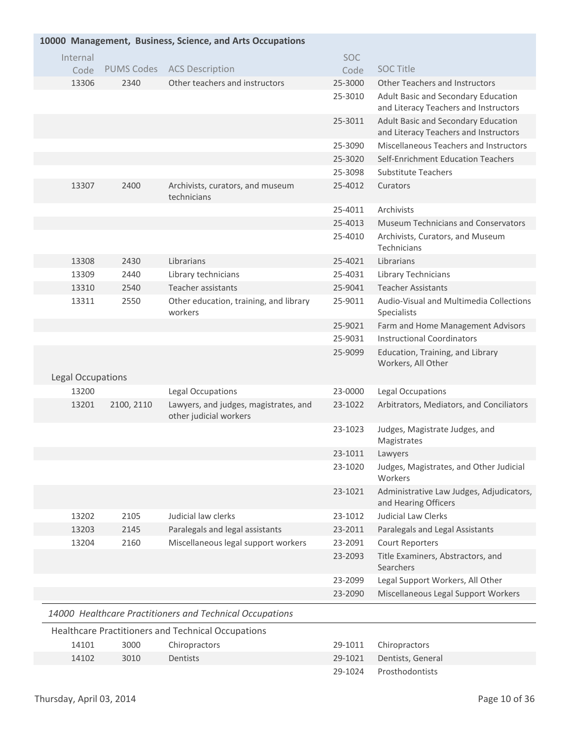## 10000 Management, Business, Science, and Arts Occupations

| Internal Code | PUMS Codes | ACS Description | SOC Code | SOC Title |
|---|---|---|---|---|
| 13306 | 2340 | Other teachers and instructors | 25-3000 | Other Teachers and Instructors |
| | | | 25-3010 | Adult Basic and Secondary Education and Literacy Teachers and Instructors |
| | | | 25-3011 | Adult Basic and Secondary Education and Literacy Teachers and Instructors |
| | | | 25-3090 | Miscellaneous Teachers and Instructors |
| | | | 25-3020 | Self-Enrichment Education Teachers |
| | | | 25-3098 | Substitute Teachers |
| 13307 | 2400 | Archivists, curators, and museum technicians | 25-4012 | Curators |
| | | | 25-4011 | Archivists |
| | | | 25-4013 | Museum Technicians and Conservators |
| | | | 25-4010 | Archivists, Curators, and Museum Technicians |
| 13308 | 2430 | Librarians | 25-4021 | Librarians |
| 13309 | 2440 | Library technicians | 25-4031 | Library Technicians |
| 13310 | 2540 | Teacher assistants | 25-9041 | Teacher Assistants |
| 13311 | 2550 | Other education, training, and library workers | 25-9011 | Audio-Visual and Multimedia Collections Specialists |
| | | | 25-9021 | Farm and Home Management Advisors |
| | | | 25-9031 | Instructional Coordinators |
| | | | 25-9099 | Education, Training, and Library Workers, All Other |
| **Legal Occupations** | | | | |
| 13200 | | Legal Occupations | 23-0000 | Legal Occupations |
| 13201 | 2100, 2110 | Lawyers, and judges, magistrates, and other judicial workers | 23-1022 | Arbitrators, Mediators, and Conciliators |
| | | | 23-1023 | Judges, Magistrate Judges, and Magistrates |
| | | | 23-1011 | Lawyers |
| | | | 23-1020 | Judges, Magistrates, and Other Judicial Workers |
| | | | 23-1021 | Administrative Law Judges, Adjudicators, and Hearing Officers |
| 13202 | 2105 | Judicial law clerks | 23-1012 | Judicial Law Clerks |
| 13203 | 2145 | Paralegals and legal assistants | 23-2011 | Paralegals and Legal Assistants |
| 13204 | 2160 | Miscellaneous legal support workers | 23-2091 | Court Reporters |
| | | | 23-2093 | Title Examiners, Abstractors, and Searchers |
| | | | 23-2099 | Legal Support Workers, All Other |
| | | | 23-2090 | Miscellaneous Legal Support Workers |

## *14000 Healthcare Practitioners and Technical Occupations*

| Internal Code | PUMS Codes | ACS Description | SOC Code | SOC Title |
|---|---|---|---|---|
| **Healthcare Practitioners and Technical Occupations** | | | | |
| 14101 | 3000 | Chiropractors | 29-1011 | Chiropractors |
| 14102 | 3010 | Dentists | 29-1021 | Dentists, General |
| | | | 29-1024 | Prosthodontists |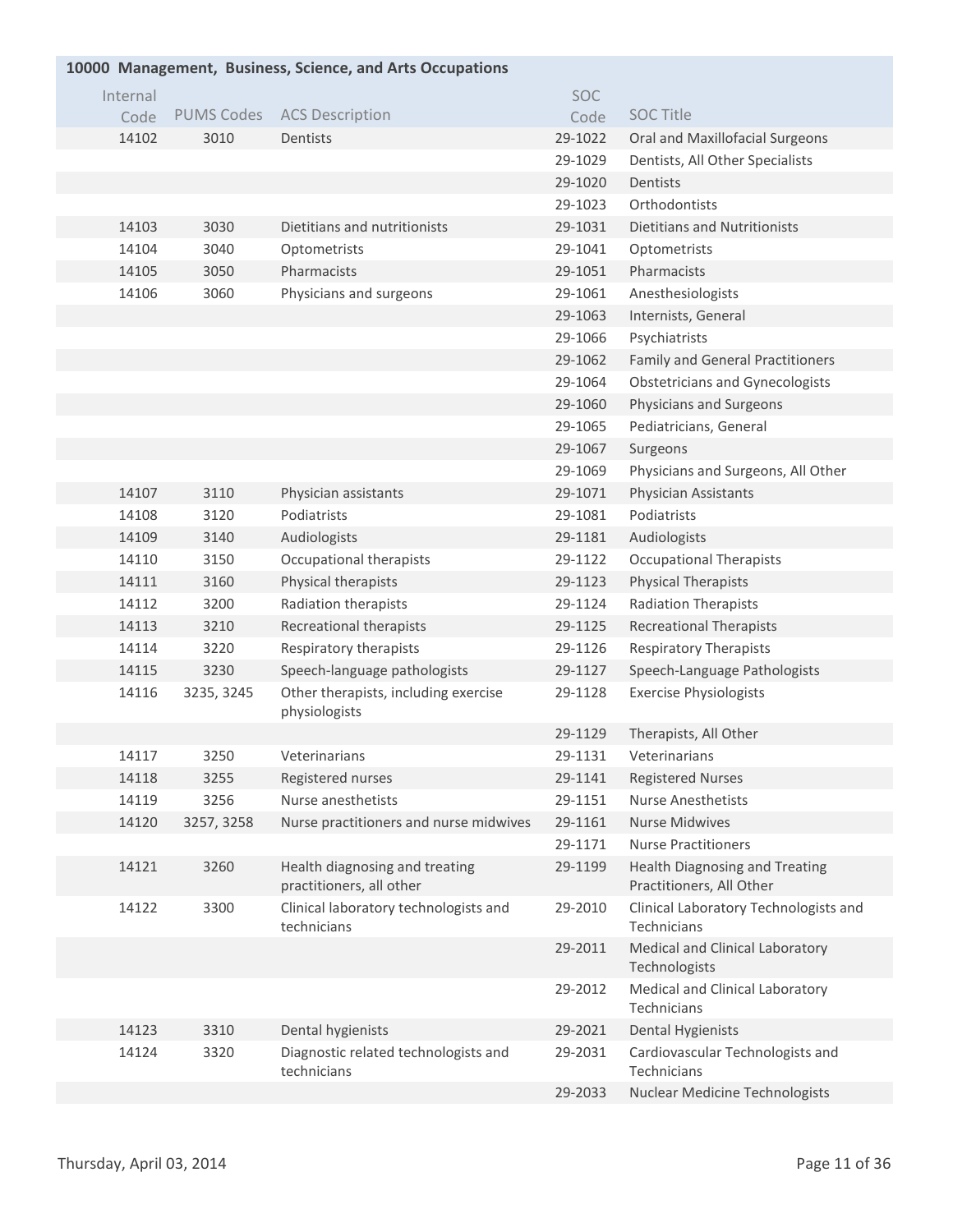## 10000 Management, Business, Science, and Arts Occupations

| Internal Code | PUMS Codes | ACS Description | SOC Code | SOC Title |
|---|---|---|---|---|
| 14102 | 3010 | Dentists | 29-1022 | Oral and Maxillofacial Surgeons |
| | | | 29-1029 | Dentists, All Other Specialists |
| | | | 29-1020 | Dentists |
| | | | 29-1023 | Orthodontists |
| 14103 | 3030 | Dietitians and nutritionists | 29-1031 | Dietitians and Nutritionists |
| 14104 | 3040 | Optometrists | 29-1041 | Optometrists |
| 14105 | 3050 | Pharmacists | 29-1051 | Pharmacists |
| 14106 | 3060 | Physicians and surgeons | 29-1061 | Anesthesiologists |
| | | | 29-1063 | Internists, General |
| | | | 29-1066 | Psychiatrists |
| | | | 29-1062 | Family and General Practitioners |
| | | | 29-1064 | Obstetricians and Gynecologists |
| | | | 29-1060 | Physicians and Surgeons |
| | | | 29-1065 | Pediatricians, General |
| | | | 29-1067 | Surgeons |
| | | | 29-1069 | Physicians and Surgeons, All Other |
| 14107 | 3110 | Physician assistants | 29-1071 | Physician Assistants |
| 14108 | 3120 | Podiatrists | 29-1081 | Podiatrists |
| 14109 | 3140 | Audiologists | 29-1181 | Audiologists |
| 14110 | 3150 | Occupational therapists | 29-1122 | Occupational Therapists |
| 14111 | 3160 | Physical therapists | 29-1123 | Physical Therapists |
| 14112 | 3200 | Radiation therapists | 29-1124 | Radiation Therapists |
| 14113 | 3210 | Recreational therapists | 29-1125 | Recreational Therapists |
| 14114 | 3220 | Respiratory therapists | 29-1126 | Respiratory Therapists |
| 14115 | 3230 | Speech-language pathologists | 29-1127 | Speech-Language Pathologists |
| 14116 | 3235, 3245 | Other therapists, including exercise physiologists | 29-1128 | Exercise Physiologists |
| | | | 29-1129 | Therapists, All Other |
| 14117 | 3250 | Veterinarians | 29-1131 | Veterinarians |
| 14118 | 3255 | Registered nurses | 29-1141 | Registered Nurses |
| 14119 | 3256 | Nurse anesthetists | 29-1151 | Nurse Anesthetists |
| 14120 | 3257, 3258 | Nurse practitioners and nurse midwives | 29-1161 | Nurse Midwives |
| | | | 29-1171 | Nurse Practitioners |
| 14121 | 3260 | Health diagnosing and treating practitioners, all other | 29-1199 | Health Diagnosing and Treating Practitioners, All Other |
| 14122 | 3300 | Clinical laboratory technologists and technicians | 29-2010 | Clinical Laboratory Technologists and Technicians |
| | | | 29-2011 | Medical and Clinical Laboratory Technologists |
| | | | 29-2012 | Medical and Clinical Laboratory Technicians |
| 14123 | 3310 | Dental hygienists | 29-2021 | Dental Hygienists |
| 14124 | 3320 | Diagnostic related technologists and technicians | 29-2031 | Cardiovascular Technologists and Technicians |
| | | | 29-2033 | Nuclear Medicine Technologists |

Thursday, April 03, 2014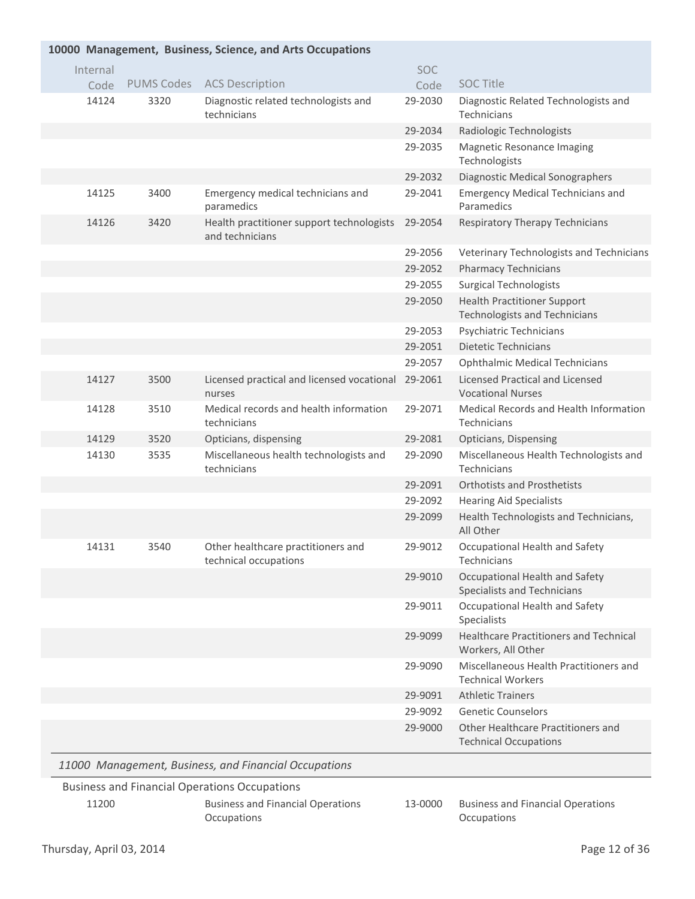## 10000 Management, Business, Science, and Arts Occupations

| Internal Code | PUMS Codes | ACS Description | SOC Code | SOC Title |
|---|---|---|---|---|
| 14124 | 3320 | Diagnostic related technologists and technicians | 29-2030 | Diagnostic Related Technologists and Technicians |
| | | | 29-2034 | Radiologic Technologists |
| | | | 29-2035 | Magnetic Resonance Imaging Technologists |
| | | | 29-2032 | Diagnostic Medical Sonographers |
| 14125 | 3400 | Emergency medical technicians and paramedics | 29-2041 | Emergency Medical Technicians and Paramedics |
| 14126 | 3420 | Health practitioner support technologists and technicians | 29-2054 | Respiratory Therapy Technicians |
| | | | 29-2056 | Veterinary Technologists and Technicians |
| | | | 29-2052 | Pharmacy Technicians |
| | | | 29-2055 | Surgical Technologists |
| | | | 29-2050 | Health Practitioner Support Technologists and Technicians |
| | | | 29-2053 | Psychiatric Technicians |
| | | | 29-2051 | Dietetic Technicians |
| | | | 29-2057 | Ophthalmic Medical Technicians |
| 14127 | 3500 | Licensed practical and licensed vocational nurses | 29-2061 | Licensed Practical and Licensed Vocational Nurses |
| 14128 | 3510 | Medical records and health information technicians | 29-2071 | Medical Records and Health Information Technicians |
| 14129 | 3520 | Opticians, dispensing | 29-2081 | Opticians, Dispensing |
| 14130 | 3535 | Miscellaneous health technologists and technicians | 29-2090 | Miscellaneous Health Technologists and Technicians |
| | | | 29-2091 | Orthotists and Prosthetists |
| | | | 29-2092 | Hearing Aid Specialists |
| | | | 29-2099 | Health Technologists and Technicians, All Other |
| 14131 | 3540 | Other healthcare practitioners and technical occupations | 29-9012 | Occupational Health and Safety Technicians |
| | | | 29-9010 | Occupational Health and Safety Specialists and Technicians |
| | | | 29-9011 | Occupational Health and Safety Specialists |
| | | | 29-9099 | Healthcare Practitioners and Technical Workers, All Other |
| | | | 29-9090 | Miscellaneous Health Practitioners and Technical Workers |
| | | | 29-9091 | Athletic Trainers |
| | | | 29-9092 | Genetic Counselors |
| | | | 29-9000 | Other Healthcare Practitioners and Technical Occupations |

### *11000 Management, Business, and Financial Occupations*

Business and Financial Operations Occupations

| Internal Code | PUMS Codes | ACS Description | SOC Code | SOC Title |
|---|---|---|---|---|
| 11200 | | Business and Financial Operations Occupations | 13-0000 | Business and Financial Operations Occupations |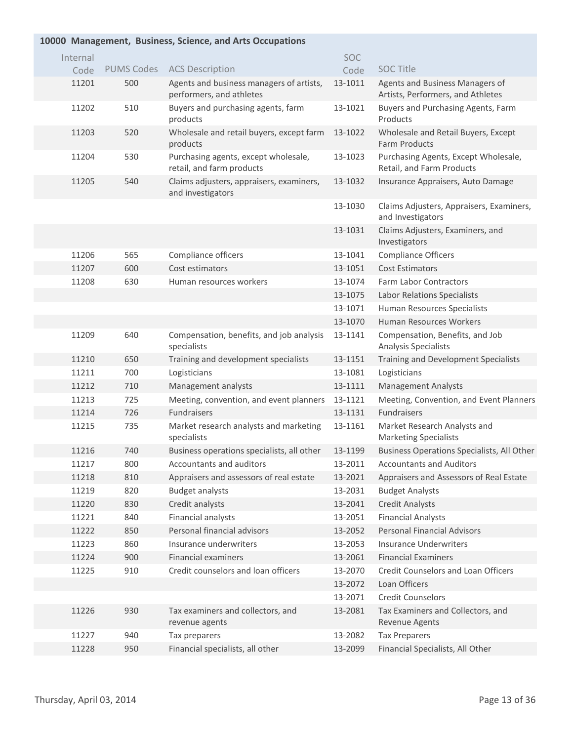## 10000 Management, Business, Science, and Arts Occupations

| Internal Code | PUMS Codes | ACS Description | SOC Code | SOC Title |
|---|---|---|---|---|
| 11201 | 500 | Agents and business managers of artists, performers, and athletes | 13-1011 | Agents and Business Managers of Artists, Performers, and Athletes |
| 11202 | 510 | Buyers and purchasing agents, farm products | 13-1021 | Buyers and Purchasing Agents, Farm Products |
| 11203 | 520 | Wholesale and retail buyers, except farm products | 13-1022 | Wholesale and Retail Buyers, Except Farm Products |
| 11204 | 530 | Purchasing agents, except wholesale, retail, and farm products | 13-1023 | Purchasing Agents, Except Wholesale, Retail, and Farm Products |
| 11205 | 540 | Claims adjusters, appraisers, examiners, and investigators | 13-1032 | Insurance Appraisers, Auto Damage |
| | | | 13-1030 | Claims Adjusters, Appraisers, Examiners, and Investigators |
| | | | 13-1031 | Claims Adjusters, Examiners, and Investigators |
| 11206 | 565 | Compliance officers | 13-1041 | Compliance Officers |
| 11207 | 600 | Cost estimators | 13-1051 | Cost Estimators |
| 11208 | 630 | Human resources workers | 13-1074 | Farm Labor Contractors |
| | | | 13-1075 | Labor Relations Specialists |
| | | | 13-1071 | Human Resources Specialists |
| | | | 13-1070 | Human Resources Workers |
| 11209 | 640 | Compensation, benefits, and job analysis specialists | 13-1141 | Compensation, Benefits, and Job Analysis Specialists |
| 11210 | 650 | Training and development specialists | 13-1151 | Training and Development Specialists |
| 11211 | 700 | Logisticians | 13-1081 | Logisticians |
| 11212 | 710 | Management analysts | 13-1111 | Management Analysts |
| 11213 | 725 | Meeting, convention, and event planners | 13-1121 | Meeting, Convention, and Event Planners |
| 11214 | 726 | Fundraisers | 13-1131 | Fundraisers |
| 11215 | 735 | Market research analysts and marketing specialists | 13-1161 | Market Research Analysts and Marketing Specialists |
| 11216 | 740 | Business operations specialists, all other | 13-1199 | Business Operations Specialists, All Other |
| 11217 | 800 | Accountants and auditors | 13-2011 | Accountants and Auditors |
| 11218 | 810 | Appraisers and assessors of real estate | 13-2021 | Appraisers and Assessors of Real Estate |
| 11219 | 820 | Budget analysts | 13-2031 | Budget Analysts |
| 11220 | 830 | Credit analysts | 13-2041 | Credit Analysts |
| 11221 | 840 | Financial analysts | 13-2051 | Financial Analysts |
| 11222 | 850 | Personal financial advisors | 13-2052 | Personal Financial Advisors |
| 11223 | 860 | Insurance underwriters | 13-2053 | Insurance Underwriters |
| 11224 | 900 | Financial examiners | 13-2061 | Financial Examiners |
| 11225 | 910 | Credit counselors and loan officers | 13-2070 | Credit Counselors and Loan Officers |
| | | | 13-2072 | Loan Officers |
| | | | 13-2071 | Credit Counselors |
| 11226 | 930 | Tax examiners and collectors, and revenue agents | 13-2081 | Tax Examiners and Collectors, and Revenue Agents |
| 11227 | 940 | Tax preparers | 13-2082 | Tax Preparers |
| 11228 | 950 | Financial specialists, all other | 13-2099 | Financial Specialists, All Other |

Thursday, April 03, 2014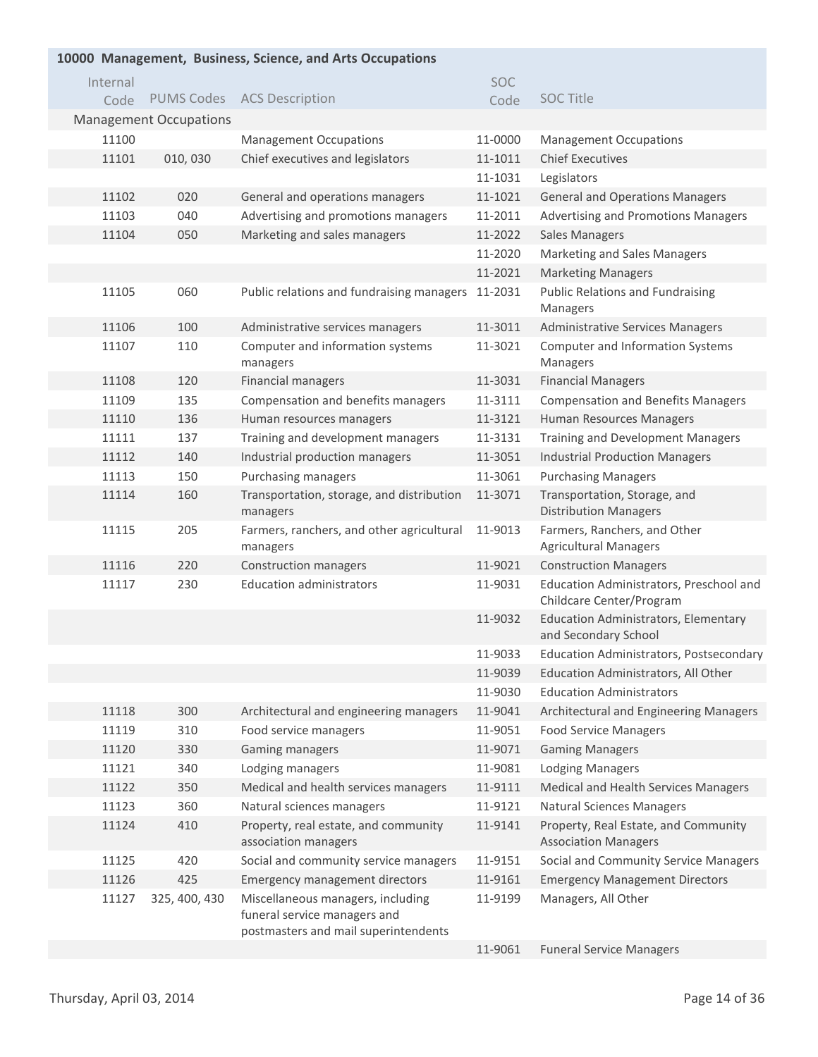## 10000 Management, Business, Science, and Arts Occupations

| Internal Code | PUMS Codes | ACS Description | SOC Code | SOC Title |
|---|---|---|---|---|
| **Management Occupations** | | | | |
| 11100 | | Management Occupations | 11-0000 | Management Occupations |
| 11101 | 010, 030 | Chief executives and legislators | 11-1011 | Chief Executives |
| | | | 11-1031 | Legislators |
| 11102 | 020 | General and operations managers | 11-1021 | General and Operations Managers |
| 11103 | 040 | Advertising and promotions managers | 11-2011 | Advertising and Promotions Managers |
| 11104 | 050 | Marketing and sales managers | 11-2022 | Sales Managers |
| | | | 11-2020 | Marketing and Sales Managers |
| | | | 11-2021 | Marketing Managers |
| 11105 | 060 | Public relations and fundraising managers | 11-2031 | Public Relations and Fundraising Managers |
| 11106 | 100 | Administrative services managers | 11-3011 | Administrative Services Managers |
| 11107 | 110 | Computer and information systems managers | 11-3021 | Computer and Information Systems Managers |
| 11108 | 120 | Financial managers | 11-3031 | Financial Managers |
| 11109 | 135 | Compensation and benefits managers | 11-3111 | Compensation and Benefits Managers |
| 11110 | 136 | Human resources managers | 11-3121 | Human Resources Managers |
| 11111 | 137 | Training and development managers | 11-3131 | Training and Development Managers |
| 11112 | 140 | Industrial production managers | 11-3051 | Industrial Production Managers |
| 11113 | 150 | Purchasing managers | 11-3061 | Purchasing Managers |
| 11114 | 160 | Transportation, storage, and distribution managers | 11-3071 | Transportation, Storage, and Distribution Managers |
| 11115 | 205 | Farmers, ranchers, and other agricultural managers | 11-9013 | Farmers, Ranchers, and Other Agricultural Managers |
| 11116 | 220 | Construction managers | 11-9021 | Construction Managers |
| 11117 | 230 | Education administrators | 11-9031 | Education Administrators, Preschool and Childcare Center/Program |
| | | | 11-9032 | Education Administrators, Elementary and Secondary School |
| | | | 11-9033 | Education Administrators, Postsecondary |
| | | | 11-9039 | Education Administrators, All Other |
| | | | 11-9030 | Education Administrators |
| 11118 | 300 | Architectural and engineering managers | 11-9041 | Architectural and Engineering Managers |
| 11119 | 310 | Food service managers | 11-9051 | Food Service Managers |
| 11120 | 330 | Gaming managers | 11-9071 | Gaming Managers |
| 11121 | 340 | Lodging managers | 11-9081 | Lodging Managers |
| 11122 | 350 | Medical and health services managers | 11-9111 | Medical and Health Services Managers |
| 11123 | 360 | Natural sciences managers | 11-9121 | Natural Sciences Managers |
| 11124 | 410 | Property, real estate, and community association managers | 11-9141 | Property, Real Estate, and Community Association Managers |
| 11125 | 420 | Social and community service managers | 11-9151 | Social and Community Service Managers |
| 11126 | 425 | Emergency management directors | 11-9161 | Emergency Management Directors |
| 11127 | 325, 400, 430 | Miscellaneous managers, including funeral service managers and postmasters and mail superintendents | 11-9199 | Managers, All Other |
| | | | 11-9061 | Funeral Service Managers |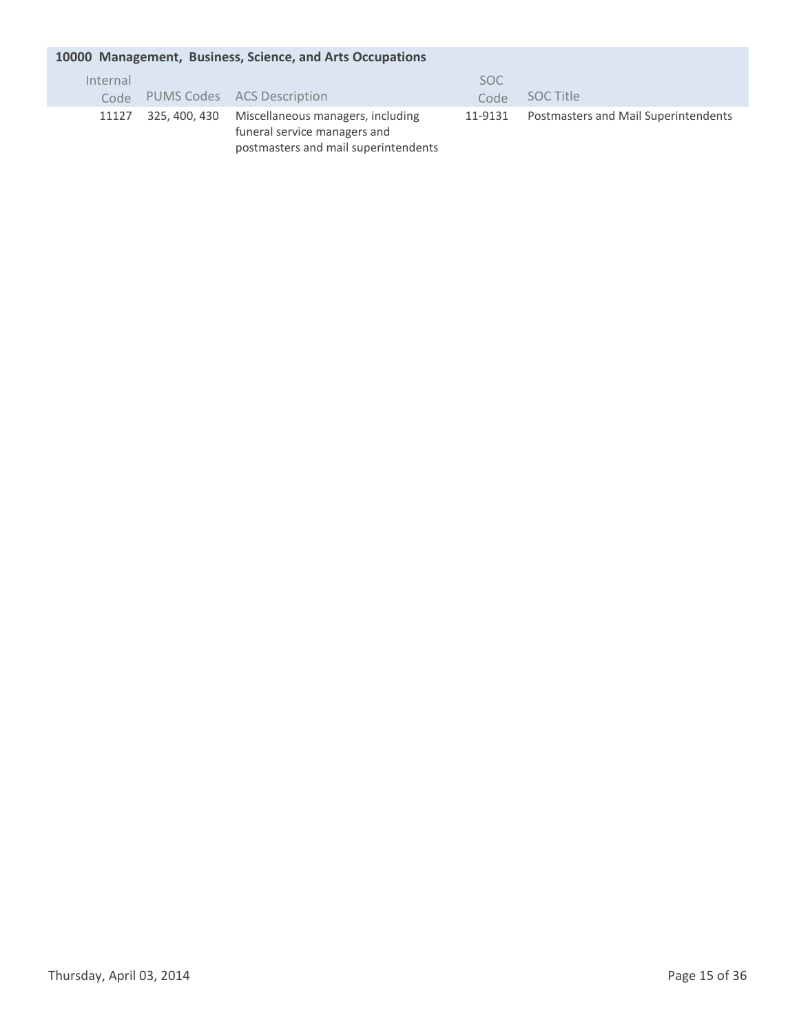## 10000 Management, Business, Science, and Arts Occupations

| Internal Code | PUMS Codes | ACS Description | SOC Code | SOC Title |
|---|---|---|---|---|
| 11127 | 325, 400, 430 | Miscellaneous managers, including funeral service managers and postmasters and mail superintendents | 11-9131 | Postmasters and Mail Superintendents |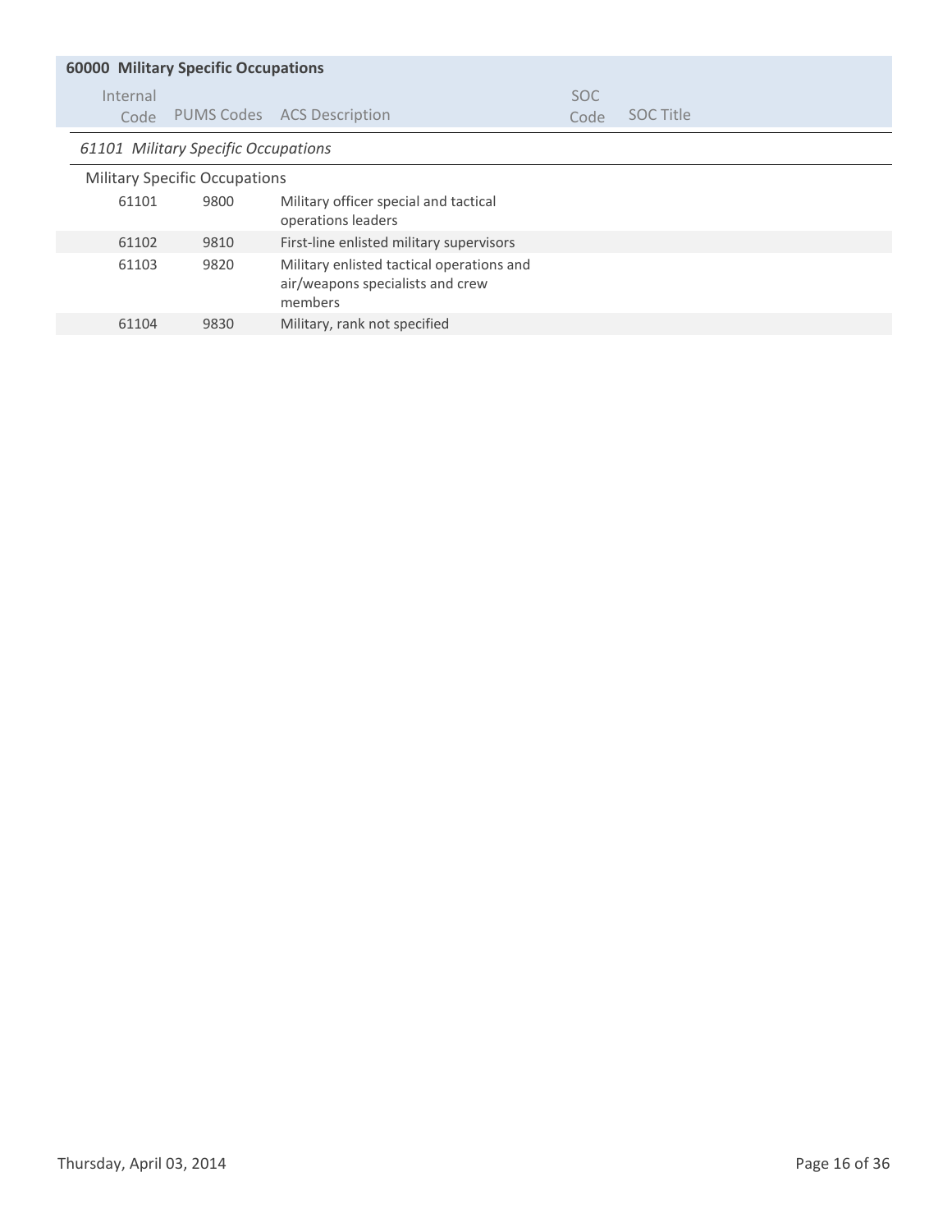## 60000 Military Specific Occupations

### *61101 Military Specific Occupations*

| Internal Code | PUMS Codes | ACS Description | SOC Code | SOC Title |
|---|---|---|---|---|
| **Military Specific Occupations** | | | | |
| 61101 | 9800 | Military officer special and tactical operations leaders | | |
| 61102 | 9810 | First-line enlisted military supervisors | | |
| 61103 | 9820 | Military enlisted tactical operations and air/weapons specialists and crew members | | |
| 61104 | 9830 | Military, rank not specified | | |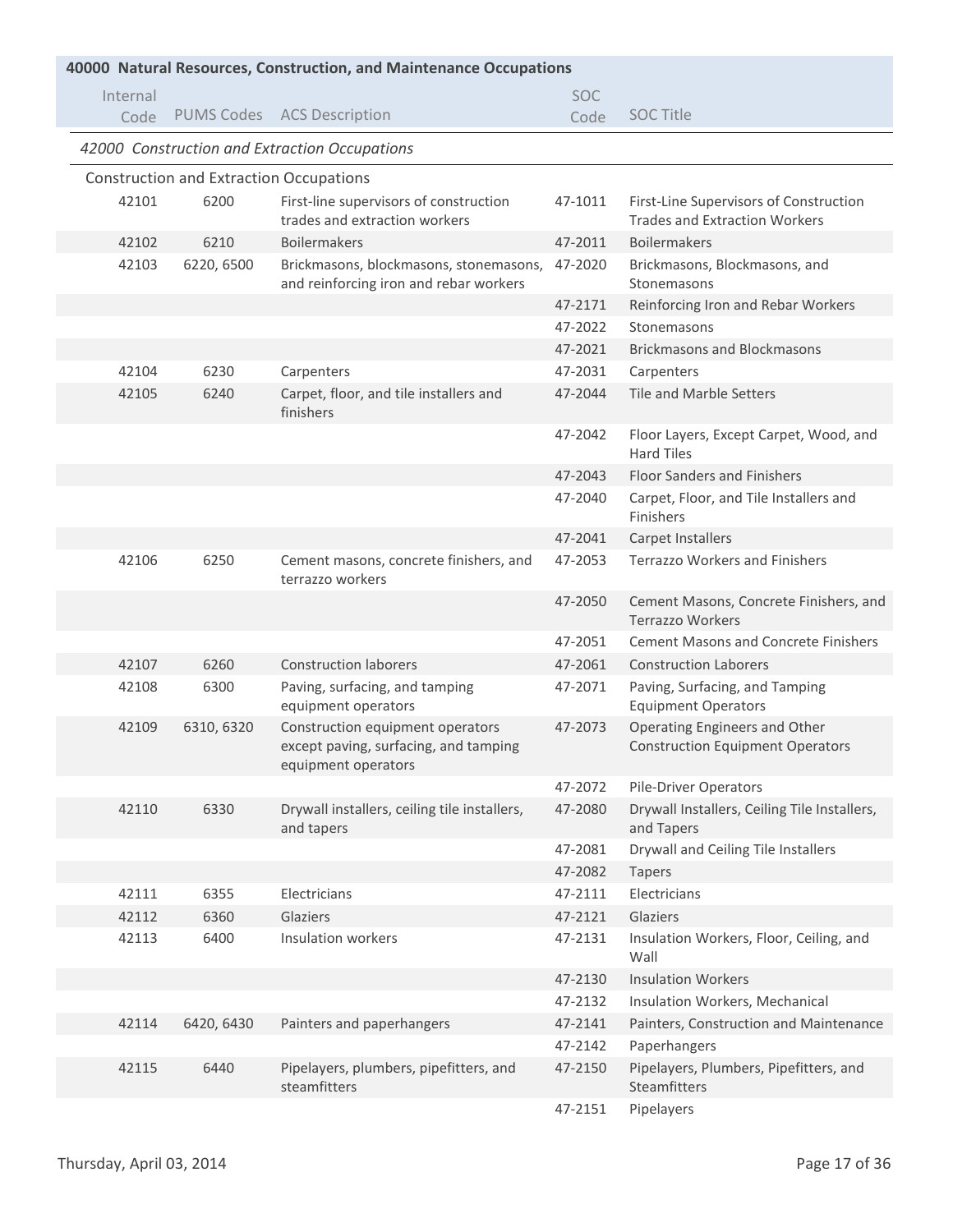## 40000 Natural Resources, Construction, and Maintenance Occupations

| Internal Code | PUMS Codes | ACS Description | SOC Code | SOC Title |
|---|---|---|---|---|
| *42000 Construction and Extraction Occupations* | | | | |
| Construction and Extraction Occupations | | | | |
| 42101 | 6200 | First-line supervisors of construction trades and extraction workers | 47-1011 | First-Line Supervisors of Construction Trades and Extraction Workers |
| 42102 | 6210 | Boilermakers | 47-2011 | Boilermakers |
| 42103 | 6220, 6500 | Brickmasons, blockmasons, stonemasons, and reinforcing iron and rebar workers | 47-2020 | Brickmasons, Blockmasons, and Stonemasons |
| | | | 47-2171 | Reinforcing Iron and Rebar Workers |
| | | | 47-2022 | Stonemasons |
| | | | 47-2021 | Brickmasons and Blockmasons |
| 42104 | 6230 | Carpenters | 47-2031 | Carpenters |
| 42105 | 6240 | Carpet, floor, and tile installers and finishers | 47-2044 | Tile and Marble Setters |
| | | | 47-2042 | Floor Layers, Except Carpet, Wood, and Hard Tiles |
| | | | 47-2043 | Floor Sanders and Finishers |
| | | | 47-2040 | Carpet, Floor, and Tile Installers and Finishers |
| | | | 47-2041 | Carpet Installers |
| 42106 | 6250 | Cement masons, concrete finishers, and terrazzo workers | 47-2053 | Terrazzo Workers and Finishers |
| | | | 47-2050 | Cement Masons, Concrete Finishers, and Terrazzo Workers |
| | | | 47-2051 | Cement Masons and Concrete Finishers |
| 42107 | 6260 | Construction laborers | 47-2061 | Construction Laborers |
| 42108 | 6300 | Paving, surfacing, and tamping equipment operators | 47-2071 | Paving, Surfacing, and Tamping Equipment Operators |
| 42109 | 6310, 6320 | Construction equipment operators except paving, surfacing, and tamping equipment operators | 47-2073 | Operating Engineers and Other Construction Equipment Operators |
| | | | 47-2072 | Pile-Driver Operators |
| 42110 | 6330 | Drywall installers, ceiling tile installers, and tapers | 47-2080 | Drywall Installers, Ceiling Tile Installers, and Tapers |
| | | | 47-2081 | Drywall and Ceiling Tile Installers |
| | | | 47-2082 | Tapers |
| 42111 | 6355 | Electricians | 47-2111 | Electricians |
| 42112 | 6360 | Glaziers | 47-2121 | Glaziers |
| 42113 | 6400 | Insulation workers | 47-2131 | Insulation Workers, Floor, Ceiling, and Wall |
| | | | 47-2130 | Insulation Workers |
| | | | 47-2132 | Insulation Workers, Mechanical |
| 42114 | 6420, 6430 | Painters and paperhangers | 47-2141 | Painters, Construction and Maintenance |
| | | | 47-2142 | Paperhangers |
| 42115 | 6440 | Pipelayers, plumbers, pipefitters, and steamfitters | 47-2150 | Pipelayers, Plumbers, Pipefitters, and Steamfitters |
| | | | 47-2151 | Pipelayers |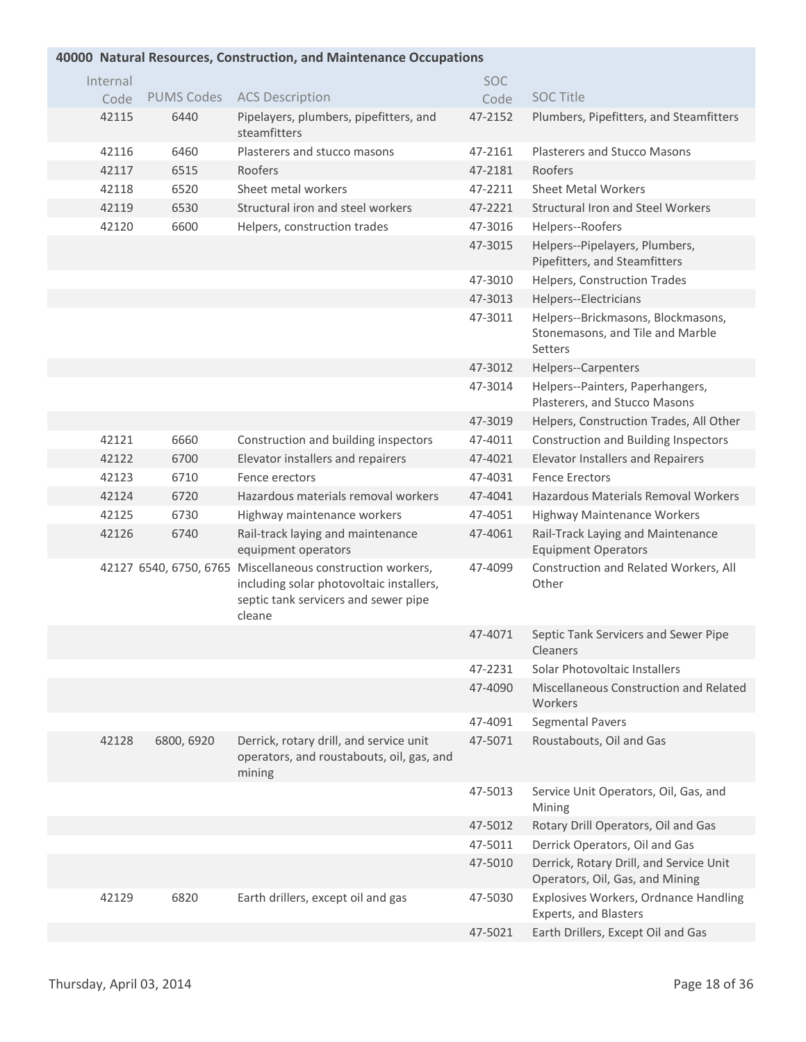## 40000 Natural Resources, Construction, and Maintenance Occupations

| Internal Code | PUMS Codes | ACS Description | SOC Code | SOC Title |
|---|---|---|---|---|
| 42115 | 6440 | Pipelayers, plumbers, pipefitters, and steamfitters | 47-2152 | Plumbers, Pipefitters, and Steamfitters |
| 42116 | 6460 | Plasterers and stucco masons | 47-2161 | Plasterers and Stucco Masons |
| 42117 | 6515 | Roofers | 47-2181 | Roofers |
| 42118 | 6520 | Sheet metal workers | 47-2211 | Sheet Metal Workers |
| 42119 | 6530 | Structural iron and steel workers | 47-2221 | Structural Iron and Steel Workers |
| 42120 | 6600 | Helpers, construction trades | 47-3016 | Helpers--Roofers |
| | | | 47-3015 | Helpers--Pipelayers, Plumbers, Pipefitters, and Steamfitters |
| | | | 47-3010 | Helpers, Construction Trades |
| | | | 47-3013 | Helpers--Electricians |
| | | | 47-3011 | Helpers--Brickmasons, Blockmasons, Stonemasons, and Tile and Marble Setters |
| | | | 47-3012 | Helpers--Carpenters |
| | | | 47-3014 | Helpers--Painters, Paperhangers, Plasterers, and Stucco Masons |
| | | | 47-3019 | Helpers, Construction Trades, All Other |
| 42121 | 6660 | Construction and building inspectors | 47-4011 | Construction and Building Inspectors |
| 42122 | 6700 | Elevator installers and repairers | 47-4021 | Elevator Installers and Repairers |
| 42123 | 6710 | Fence erectors | 47-4031 | Fence Erectors |
| 42124 | 6720 | Hazardous materials removal workers | 47-4041 | Hazardous Materials Removal Workers |
| 42125 | 6730 | Highway maintenance workers | 47-4051 | Highway Maintenance Workers |
| 42126 | 6740 | Rail-track laying and maintenance equipment operators | 47-4061 | Rail-Track Laying and Maintenance Equipment Operators |
| 42127 | 6540, 6750, 6765 | Miscellaneous construction workers, including solar photovoltaic installers, septic tank servicers and sewer pipe cleane | 47-4099 | Construction and Related Workers, All Other |
| | | | 47-4071 | Septic Tank Servicers and Sewer Pipe Cleaners |
| | | | 47-2231 | Solar Photovoltaic Installers |
| | | | 47-4090 | Miscellaneous Construction and Related Workers |
| | | | 47-4091 | Segmental Pavers |
| 42128 | 6800, 6920 | Derrick, rotary drill, and service unit operators, and roustabouts, oil, gas, and mining | 47-5071 | Roustabouts, Oil and Gas |
| | | | 47-5013 | Service Unit Operators, Oil, Gas, and Mining |
| | | | 47-5012 | Rotary Drill Operators, Oil and Gas |
| | | | 47-5011 | Derrick Operators, Oil and Gas |
| | | | 47-5010 | Derrick, Rotary Drill, and Service Unit Operators, Oil, Gas, and Mining |
| 42129 | 6820 | Earth drillers, except oil and gas | 47-5030 | Explosives Workers, Ordnance Handling Experts, and Blasters |
| | | | 47-5021 | Earth Drillers, Except Oil and Gas |

Thursday, April 03, 2014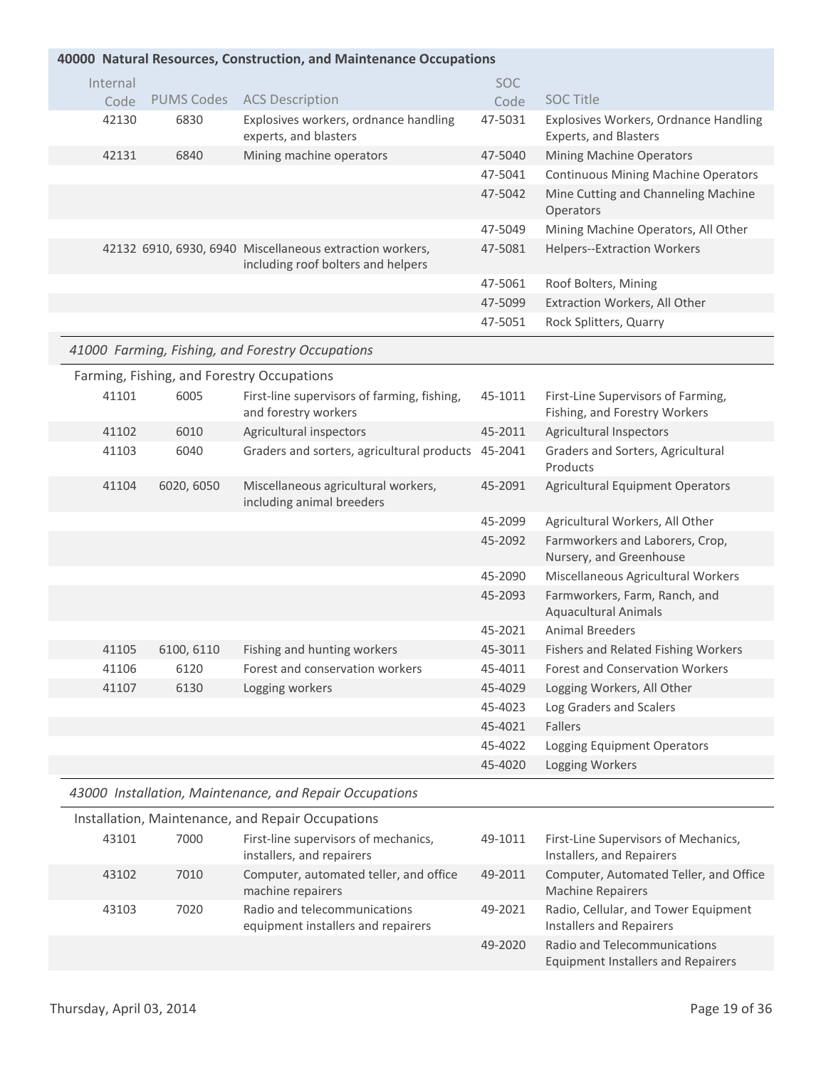## 40000 Natural Resources, Construction, and Maintenance Occupations

| Internal Code | PUMS Codes | ACS Description | SOC Code | SOC Title |
|---|---|---|---|---|
| 42130 | 6830 | Explosives workers, ordnance handling experts, and blasters | 47-5031 | Explosives Workers, Ordnance Handling Experts, and Blasters |
| 42131 | 6840 | Mining machine operators | 47-5040 | Mining Machine Operators |
| | | | 47-5041 | Continuous Mining Machine Operators |
| | | | 47-5042 | Mine Cutting and Channeling Machine Operators |
| | | | 47-5049 | Mining Machine Operators, All Other |
| 42132 | 6910, 6930, 6940 | Miscellaneous extraction workers, including roof bolters and helpers | 47-5081 | Helpers--Extraction Workers |
| | | | 47-5061 | Roof Bolters, Mining |
| | | | 47-5099 | Extraction Workers, All Other |
| | | | 47-5051 | Rock Splitters, Quarry |

### *41000 Farming, Fishing, and Forestry Occupations*

Farming, Fishing, and Forestry Occupations

| Internal Code | PUMS Codes | ACS Description | SOC Code | SOC Title |
|---|---|---|---|---|
| 41101 | 6005 | First-line supervisors of farming, fishing, and forestry workers | 45-1011 | First-Line Supervisors of Farming, Fishing, and Forestry Workers |
| 41102 | 6010 | Agricultural inspectors | 45-2011 | Agricultural Inspectors |
| 41103 | 6040 | Graders and sorters, agricultural products | 45-2041 | Graders and Sorters, Agricultural Products |
| 41104 | 6020, 6050 | Miscellaneous agricultural workers, including animal breeders | 45-2091 | Agricultural Equipment Operators |
| | | | 45-2099 | Agricultural Workers, All Other |
| | | | 45-2092 | Farmworkers and Laborers, Crop, Nursery, and Greenhouse |
| | | | 45-2090 | Miscellaneous Agricultural Workers |
| | | | 45-2093 | Farmworkers, Farm, Ranch, and Aquacultural Animals |
| | | | 45-2021 | Animal Breeders |
| 41105 | 6100, 6110 | Fishing and hunting workers | 45-3011 | Fishers and Related Fishing Workers |
| 41106 | 6120 | Forest and conservation workers | 45-4011 | Forest and Conservation Workers |
| 41107 | 6130 | Logging workers | 45-4029 | Logging Workers, All Other |
| | | | 45-4023 | Log Graders and Scalers |
| | | | 45-4021 | Fallers |
| | | | 45-4022 | Logging Equipment Operators |
| | | | 45-4020 | Logging Workers |

### *43000 Installation, Maintenance, and Repair Occupations*

Installation, Maintenance, and Repair Occupations

| Internal Code | PUMS Codes | ACS Description | SOC Code | SOC Title |
|---|---|---|---|---|
| 43101 | 7000 | First-line supervisors of mechanics, installers, and repairers | 49-1011 | First-Line Supervisors of Mechanics, Installers, and Repairers |
| 43102 | 7010 | Computer, automated teller, and office machine repairers | 49-2011 | Computer, Automated Teller, and Office Machine Repairers |
| 43103 | 7020 | Radio and telecommunications equipment installers and repairers | 49-2021 | Radio, Cellular, and Tower Equipment Installers and Repairers |
| | | | 49-2020 | Radio and Telecommunications Equipment Installers and Repairers |

Thursday, April 03, 2014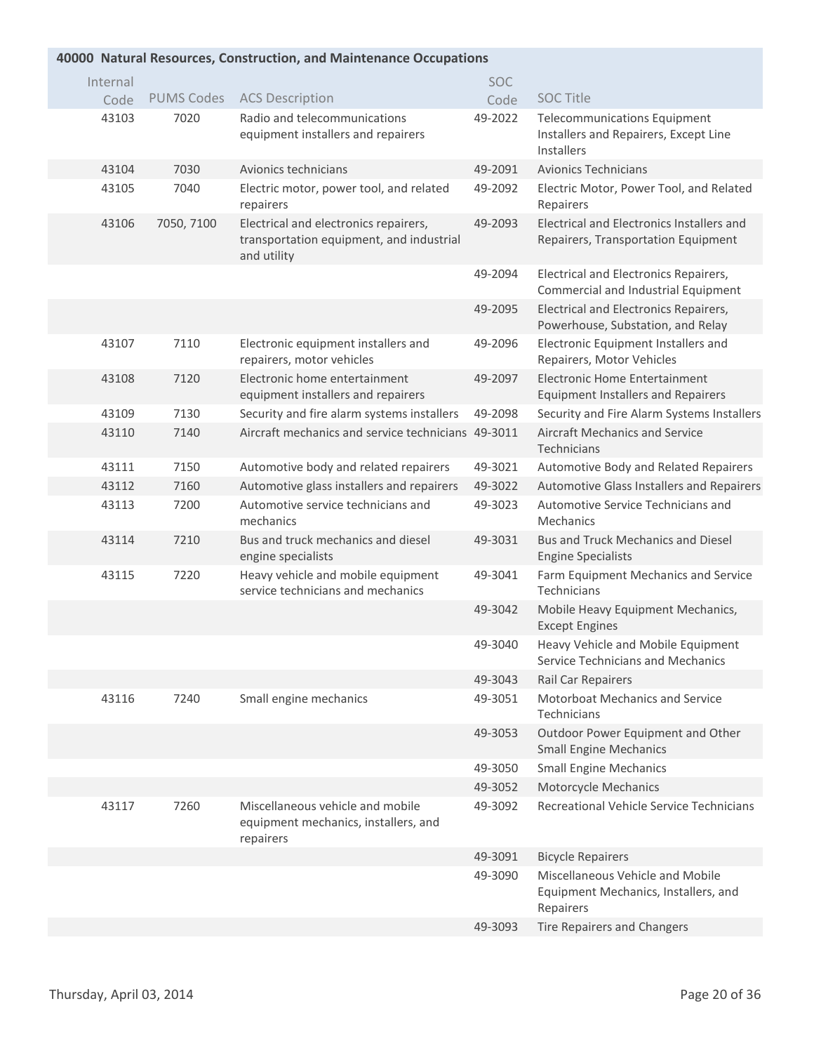## 40000 Natural Resources, Construction, and Maintenance Occupations

| Internal Code | PUMS Codes | ACS Description | SOC Code | SOC Title |
|---|---|---|---|---|
| 43103 | 7020 | Radio and telecommunications equipment installers and repairers | 49-2022 | Telecommunications Equipment Installers and Repairers, Except Line Installers |
| 43104 | 7030 | Avionics technicians | 49-2091 | Avionics Technicians |
| 43105 | 7040 | Electric motor, power tool, and related repairers | 49-2092 | Electric Motor, Power Tool, and Related Repairers |
| 43106 | 7050, 7100 | Electrical and electronics repairers, transportation equipment, and industrial and utility | 49-2093 | Electrical and Electronics Installers and Repairers, Transportation Equipment |
| | | | 49-2094 | Electrical and Electronics Repairers, Commercial and Industrial Equipment |
| | | | 49-2095 | Electrical and Electronics Repairers, Powerhouse, Substation, and Relay |
| 43107 | 7110 | Electronic equipment installers and repairers, motor vehicles | 49-2096 | Electronic Equipment Installers and Repairers, Motor Vehicles |
| 43108 | 7120 | Electronic home entertainment equipment installers and repairers | 49-2097 | Electronic Home Entertainment Equipment Installers and Repairers |
| 43109 | 7130 | Security and fire alarm systems installers | 49-2098 | Security and Fire Alarm Systems Installers |
| 43110 | 7140 | Aircraft mechanics and service technicians | 49-3011 | Aircraft Mechanics and Service Technicians |
| 43111 | 7150 | Automotive body and related repairers | 49-3021 | Automotive Body and Related Repairers |
| 43112 | 7160 | Automotive glass installers and repairers | 49-3022 | Automotive Glass Installers and Repairers |
| 43113 | 7200 | Automotive service technicians and mechanics | 49-3023 | Automotive Service Technicians and Mechanics |
| 43114 | 7210 | Bus and truck mechanics and diesel engine specialists | 49-3031 | Bus and Truck Mechanics and Diesel Engine Specialists |
| 43115 | 7220 | Heavy vehicle and mobile equipment service technicians and mechanics | 49-3041 | Farm Equipment Mechanics and Service Technicians |
| | | | 49-3042 | Mobile Heavy Equipment Mechanics, Except Engines |
| | | | 49-3040 | Heavy Vehicle and Mobile Equipment Service Technicians and Mechanics |
| | | | 49-3043 | Rail Car Repairers |
| 43116 | 7240 | Small engine mechanics | 49-3051 | Motorboat Mechanics and Service Technicians |
| | | | 49-3053 | Outdoor Power Equipment and Other Small Engine Mechanics |
| | | | 49-3050 | Small Engine Mechanics |
| | | | 49-3052 | Motorcycle Mechanics |
| 43117 | 7260 | Miscellaneous vehicle and mobile equipment mechanics, installers, and repairers | 49-3092 | Recreational Vehicle Service Technicians |
| | | | 49-3091 | Bicycle Repairers |
| | | | 49-3090 | Miscellaneous Vehicle and Mobile Equipment Mechanics, Installers, and Repairers |
| | | | 49-3093 | Tire Repairers and Changers |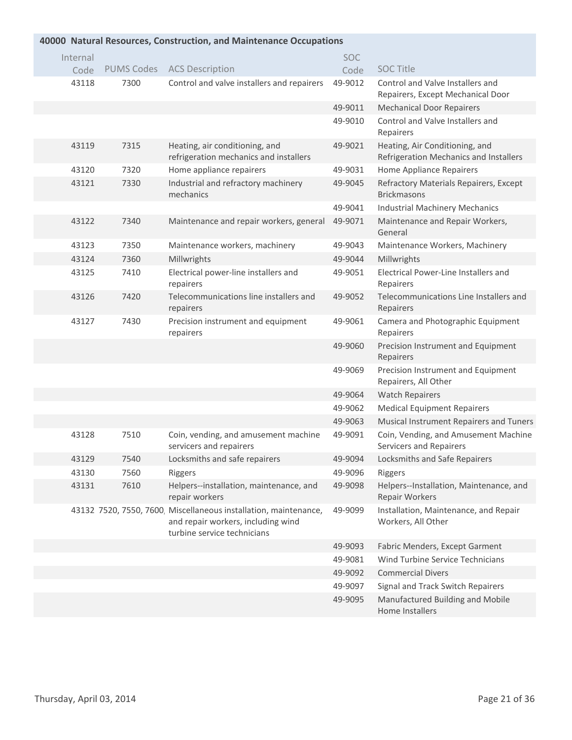## 40000 Natural Resources, Construction, and Maintenance Occupations

| Internal Code | PUMS Codes | ACS Description | SOC Code | SOC Title |
|---|---|---|---|---|
| 43118 | 7300 | Control and valve installers and repairers | 49-9012 | Control and Valve Installers and Repairers, Except Mechanical Door |
| | | | 49-9011 | Mechanical Door Repairers |
| | | | 49-9010 | Control and Valve Installers and Repairers |
| 43119 | 7315 | Heating, air conditioning, and refrigeration mechanics and installers | 49-9021 | Heating, Air Conditioning, and Refrigeration Mechanics and Installers |
| 43120 | 7320 | Home appliance repairers | 49-9031 | Home Appliance Repairers |
| 43121 | 7330 | Industrial and refractory machinery mechanics | 49-9045 | Refractory Materials Repairers, Except Brickmasons |
| | | | 49-9041 | Industrial Machinery Mechanics |
| 43122 | 7340 | Maintenance and repair workers, general | 49-9071 | Maintenance and Repair Workers, General |
| 43123 | 7350 | Maintenance workers, machinery | 49-9043 | Maintenance Workers, Machinery |
| 43124 | 7360 | Millwrights | 49-9044 | Millwrights |
| 43125 | 7410 | Electrical power-line installers and repairers | 49-9051 | Electrical Power-Line Installers and Repairers |
| 43126 | 7420 | Telecommunications line installers and repairers | 49-9052 | Telecommunications Line Installers and Repairers |
| 43127 | 7430 | Precision instrument and equipment repairers | 49-9061 | Camera and Photographic Equipment Repairers |
| | | | 49-9060 | Precision Instrument and Equipment Repairers |
| | | | 49-9069 | Precision Instrument and Equipment Repairers, All Other |
| | | | 49-9064 | Watch Repairers |
| | | | 49-9062 | Medical Equipment Repairers |
| | | | 49-9063 | Musical Instrument Repairers and Tuners |
| 43128 | 7510 | Coin, vending, and amusement machine servicers and repairers | 49-9091 | Coin, Vending, and Amusement Machine Servicers and Repairers |
| 43129 | 7540 | Locksmiths and safe repairers | 49-9094 | Locksmiths and Safe Repairers |
| 43130 | 7560 | Riggers | 49-9096 | Riggers |
| 43131 | 7610 | Helpers--installation, maintenance, and repair workers | 49-9098 | Helpers--Installation, Maintenance, and Repair Workers |
| 43132 | 7520, 7550, 7600, | Miscellaneous installation, maintenance, and repair workers, including wind turbine service technicians | 49-9099 | Installation, Maintenance, and Repair Workers, All Other |
| | | | 49-9093 | Fabric Menders, Except Garment |
| | | | 49-9081 | Wind Turbine Service Technicians |
| | | | 49-9092 | Commercial Divers |
| | | | 49-9097 | Signal and Track Switch Repairers |
| | | | 49-9095 | Manufactured Building and Mobile Home Installers |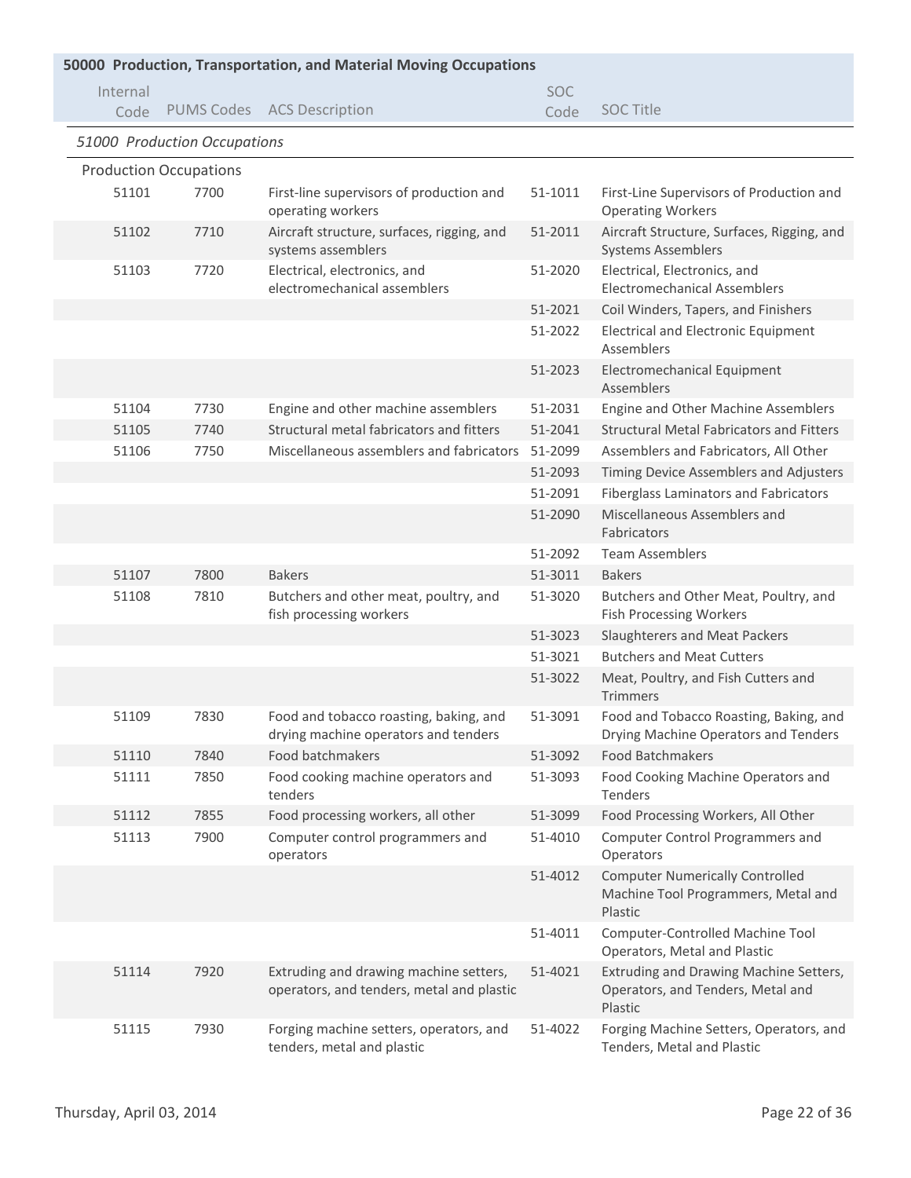## 50000 Production, Transportation, and Material Moving Occupations

| Internal Code | PUMS Codes | ACS Description | SOC Code | SOC Title |
|---|---|---|---|---|
| *51000 Production Occupations* | | | | |
| Production Occupations | | | | |
| 51101 | 7700 | First-line supervisors of production and operating workers | 51-1011 | First-Line Supervisors of Production and Operating Workers |
| 51102 | 7710 | Aircraft structure, surfaces, rigging, and systems assemblers | 51-2011 | Aircraft Structure, Surfaces, Rigging, and Systems Assemblers |
| 51103 | 7720 | Electrical, electronics, and electromechanical assemblers | 51-2020 | Electrical, Electronics, and Electromechanical Assemblers |
| | | | 51-2021 | Coil Winders, Tapers, and Finishers |
| | | | 51-2022 | Electrical and Electronic Equipment Assemblers |
| | | | 51-2023 | Electromechanical Equipment Assemblers |
| 51104 | 7730 | Engine and other machine assemblers | 51-2031 | Engine and Other Machine Assemblers |
| 51105 | 7740 | Structural metal fabricators and fitters | 51-2041 | Structural Metal Fabricators and Fitters |
| 51106 | 7750 | Miscellaneous assemblers and fabricators | 51-2099 | Assemblers and Fabricators, All Other |
| | | | 51-2093 | Timing Device Assemblers and Adjusters |
| | | | 51-2091 | Fiberglass Laminators and Fabricators |
| | | | 51-2090 | Miscellaneous Assemblers and Fabricators |
| | | | 51-2092 | Team Assemblers |
| 51107 | 7800 | Bakers | 51-3011 | Bakers |
| 51108 | 7810 | Butchers and other meat, poultry, and fish processing workers | 51-3020 | Butchers and Other Meat, Poultry, and Fish Processing Workers |
| | | | 51-3023 | Slaughterers and Meat Packers |
| | | | 51-3021 | Butchers and Meat Cutters |
| | | | 51-3022 | Meat, Poultry, and Fish Cutters and Trimmers |
| 51109 | 7830 | Food and tobacco roasting, baking, and drying machine operators and tenders | 51-3091 | Food and Tobacco Roasting, Baking, and Drying Machine Operators and Tenders |
| 51110 | 7840 | Food batchmakers | 51-3092 | Food Batchmakers |
| 51111 | 7850 | Food cooking machine operators and tenders | 51-3093 | Food Cooking Machine Operators and Tenders |
| 51112 | 7855 | Food processing workers, all other | 51-3099 | Food Processing Workers, All Other |
| 51113 | 7900 | Computer control programmers and operators | 51-4010 | Computer Control Programmers and Operators |
| | | | 51-4012 | Computer Numerically Controlled Machine Tool Programmers, Metal and Plastic |
| | | | 51-4011 | Computer-Controlled Machine Tool Operators, Metal and Plastic |
| 51114 | 7920 | Extruding and drawing machine setters, operators, and tenders, metal and plastic | 51-4021 | Extruding and Drawing Machine Setters, Operators, and Tenders, Metal and Plastic |
| 51115 | 7930 | Forging machine setters, operators, and tenders, metal and plastic | 51-4022 | Forging Machine Setters, Operators, and Tenders, Metal and Plastic |

Thursday, April 03, 2014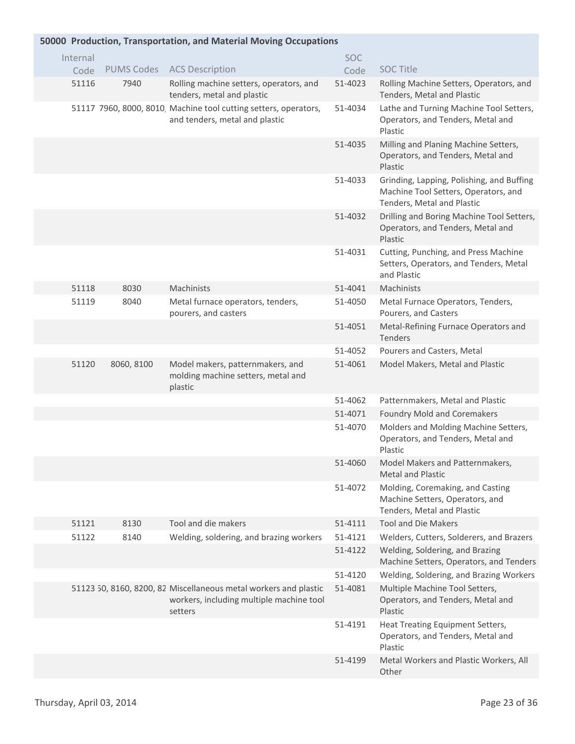| 50000 Production, Transportation, and Material Moving Occupations | | | | |
|---|---|---|---|---|
| Internal Code | PUMS Codes | ACS Description | SOC Code | SOC Title |
| 51116 | 7940 | Rolling machine setters, operators, and tenders, metal and plastic | 51-4023 | Rolling Machine Setters, Operators, and Tenders, Metal and Plastic |
| 51117 | 7960, 8000, 8010, | Machine tool cutting setters, operators, and tenders, metal and plastic | 51-4034 | Lathe and Turning Machine Tool Setters, Operators, and Tenders, Metal and Plastic |
| | | | 51-4035 | Milling and Planing Machine Setters, Operators, and Tenders, Metal and Plastic |
| | | | 51-4033 | Grinding, Lapping, Polishing, and Buffing Machine Tool Setters, Operators, and Tenders, Metal and Plastic |
| | | | 51-4032 | Drilling and Boring Machine Tool Setters, Operators, and Tenders, Metal and Plastic |
| | | | 51-4031 | Cutting, Punching, and Press Machine Setters, Operators, and Tenders, Metal and Plastic |
| 51118 | 8030 | Machinists | 51-4041 | Machinists |
| 51119 | 8040 | Metal furnace operators, tenders, pourers, and casters | 51-4050 | Metal Furnace Operators, Tenders, Pourers, and Casters |
| | | | 51-4051 | Metal-Refining Furnace Operators and Tenders |
| | | | 51-4052 | Pourers and Casters, Metal |
| 51120 | 8060, 8100 | Model makers, patternmakers, and molding machine setters, metal and plastic | 51-4061 | Model Makers, Metal and Plastic |
| | | | 51-4062 | Patternmakers, Metal and Plastic |
| | | | 51-4071 | Foundry Mold and Coremakers |
| | | | 51-4070 | Molders and Molding Machine Setters, Operators, and Tenders, Metal and Plastic |
| | | | 51-4060 | Model Makers and Patternmakers, Metal and Plastic |
| | | | 51-4072 | Molding, Coremaking, and Casting Machine Setters, Operators, and Tenders, Metal and Plastic |
| 51121 | 8130 | Tool and die makers | 51-4111 | Tool and Die Makers |
| 51122 | 8140 | Welding, soldering, and brazing workers | 51-4121 | Welders, Cutters, Solderers, and Brazers |
| | | | 51-4122 | Welding, Soldering, and Brazing Machine Setters, Operators, and Tenders |
| | | | 51-4120 | Welding, Soldering, and Brazing Workers |
| 51123 | 50, 8160, 8200, 82 | Miscellaneous metal workers and plastic workers, including multiple machine tool setters | 51-4081 | Multiple Machine Tool Setters, Operators, and Tenders, Metal and Plastic |
| | | | 51-4191 | Heat Treating Equipment Setters, Operators, and Tenders, Metal and Plastic |
| | | | 51-4199 | Metal Workers and Plastic Workers, All Other |

Thursday, April 03, 2014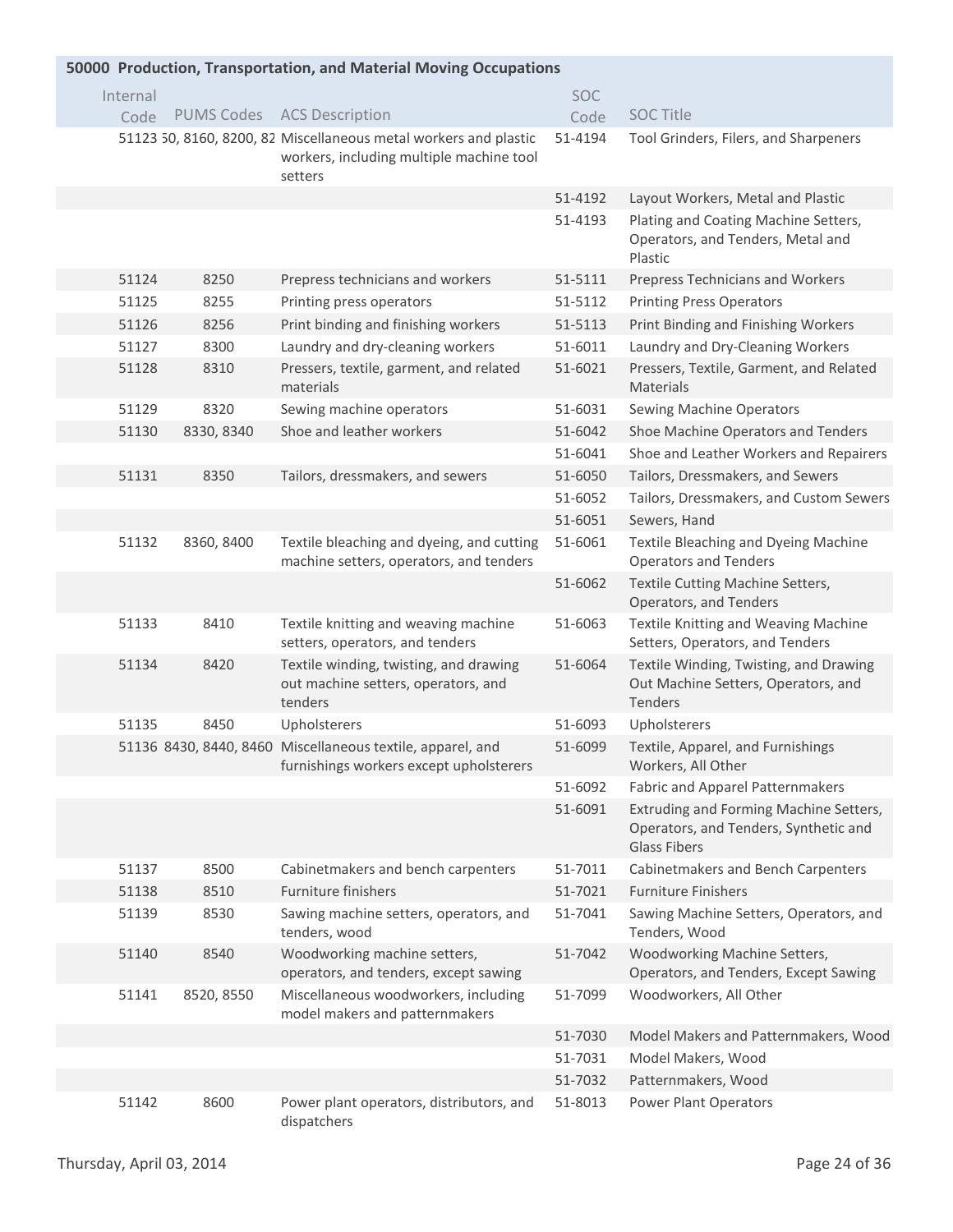## 50000 Production, Transportation, and Material Moving Occupations

| Internal Code | PUMS Codes | ACS Description | SOC Code | SOC Title |
|---|---|---|---|---|
| 51123 | 50, 8160, 8200, 82 | Miscellaneous metal workers and plastic workers, including multiple machine tool setters | 51-4194 | Tool Grinders, Filers, and Sharpeners |
| | | | 51-4192 | Layout Workers, Metal and Plastic |
| | | | 51-4193 | Plating and Coating Machine Setters, Operators, and Tenders, Metal and Plastic |
| 51124 | 8250 | Prepress technicians and workers | 51-5111 | Prepress Technicians and Workers |
| 51125 | 8255 | Printing press operators | 51-5112 | Printing Press Operators |
| 51126 | 8256 | Print binding and finishing workers | 51-5113 | Print Binding and Finishing Workers |
| 51127 | 8300 | Laundry and dry-cleaning workers | 51-6011 | Laundry and Dry-Cleaning Workers |
| 51128 | 8310 | Pressers, textile, garment, and related materials | 51-6021 | Pressers, Textile, Garment, and Related Materials |
| 51129 | 8320 | Sewing machine operators | 51-6031 | Sewing Machine Operators |
| 51130 | 8330, 8340 | Shoe and leather workers | 51-6042 | Shoe Machine Operators and Tenders |
| | | | 51-6041 | Shoe and Leather Workers and Repairers |
| 51131 | 8350 | Tailors, dressmakers, and sewers | 51-6050 | Tailors, Dressmakers, and Sewers |
| | | | 51-6052 | Tailors, Dressmakers, and Custom Sewers |
| | | | 51-6051 | Sewers, Hand |
| 51132 | 8360, 8400 | Textile bleaching and dyeing, and cutting machine setters, operators, and tenders | 51-6061 | Textile Bleaching and Dyeing Machine Operators and Tenders |
| | | | 51-6062 | Textile Cutting Machine Setters, Operators, and Tenders |
| 51133 | 8410 | Textile knitting and weaving machine setters, operators, and tenders | 51-6063 | Textile Knitting and Weaving Machine Setters, Operators, and Tenders |
| 51134 | 8420 | Textile winding, twisting, and drawing out machine setters, operators, and tenders | 51-6064 | Textile Winding, Twisting, and Drawing Out Machine Setters, Operators, and Tenders |
| 51135 | 8450 | Upholsterers | 51-6093 | Upholsterers |
| 51136 | 8430, 8440, 8460 | Miscellaneous textile, apparel, and furnishings workers except upholsterers | 51-6099 | Textile, Apparel, and Furnishings Workers, All Other |
| | | | 51-6092 | Fabric and Apparel Patternmakers |
| | | | 51-6091 | Extruding and Forming Machine Setters, Operators, and Tenders, Synthetic and Glass Fibers |
| 51137 | 8500 | Cabinetmakers and bench carpenters | 51-7011 | Cabinetmakers and Bench Carpenters |
| 51138 | 8510 | Furniture finishers | 51-7021 | Furniture Finishers |
| 51139 | 8530 | Sawing machine setters, operators, and tenders, wood | 51-7041 | Sawing Machine Setters, Operators, and Tenders, Wood |
| 51140 | 8540 | Woodworking machine setters, operators, and tenders, except sawing | 51-7042 | Woodworking Machine Setters, Operators, and Tenders, Except Sawing |
| 51141 | 8520, 8550 | Miscellaneous woodworkers, including model makers and patternmakers | 51-7099 | Woodworkers, All Other |
| | | | 51-7030 | Model Makers and Patternmakers, Wood |
| | | | 51-7031 | Model Makers, Wood |
| | | | 51-7032 | Patternmakers, Wood |
| 51142 | 8600 | Power plant operators, distributors, and dispatchers | 51-8013 | Power Plant Operators |

Thursday, April 03, 2014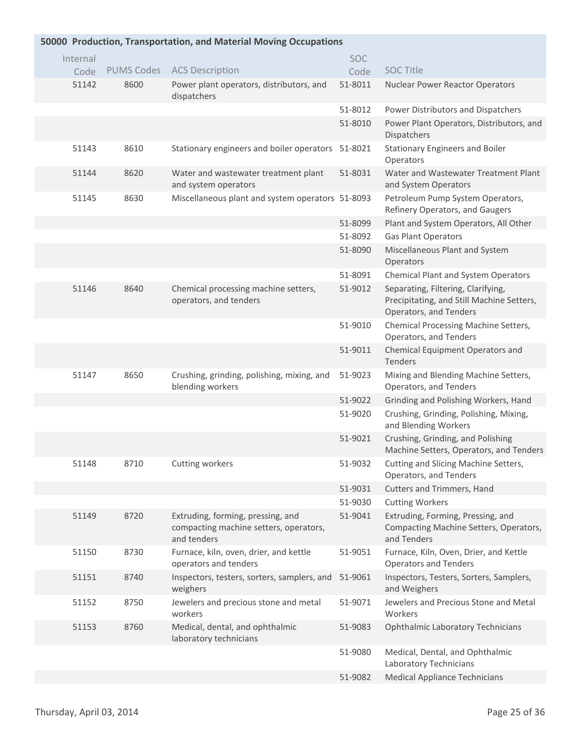## 50000 Production, Transportation, and Material Moving Occupations

| Internal Code | PUMS Codes | ACS Description | SOC Code | SOC Title |
|---|---|---|---|---|
| 51142 | 8600 | Power plant operators, distributors, and dispatchers | 51-8011 | Nuclear Power Reactor Operators |
| | | | 51-8012 | Power Distributors and Dispatchers |
| | | | 51-8010 | Power Plant Operators, Distributors, and Dispatchers |
| 51143 | 8610 | Stationary engineers and boiler operators | 51-8021 | Stationary Engineers and Boiler Operators |
| 51144 | 8620 | Water and wastewater treatment plant and system operators | 51-8031 | Water and Wastewater Treatment Plant and System Operators |
| 51145 | 8630 | Miscellaneous plant and system operators | 51-8093 | Petroleum Pump System Operators, Refinery Operators, and Gaugers |
| | | | 51-8099 | Plant and System Operators, All Other |
| | | | 51-8092 | Gas Plant Operators |
| | | | 51-8090 | Miscellaneous Plant and System Operators |
| | | | 51-8091 | Chemical Plant and System Operators |
| 51146 | 8640 | Chemical processing machine setters, operators, and tenders | 51-9012 | Separating, Filtering, Clarifying, Precipitating, and Still Machine Setters, Operators, and Tenders |
| | | | 51-9010 | Chemical Processing Machine Setters, Operators, and Tenders |
| | | | 51-9011 | Chemical Equipment Operators and Tenders |
| 51147 | 8650 | Crushing, grinding, polishing, mixing, and blending workers | 51-9023 | Mixing and Blending Machine Setters, Operators, and Tenders |
| | | | 51-9022 | Grinding and Polishing Workers, Hand |
| | | | 51-9020 | Crushing, Grinding, Polishing, Mixing, and Blending Workers |
| | | | 51-9021 | Crushing, Grinding, and Polishing Machine Setters, Operators, and Tenders |
| 51148 | 8710 | Cutting workers | 51-9032 | Cutting and Slicing Machine Setters, Operators, and Tenders |
| | | | 51-9031 | Cutters and Trimmers, Hand |
| | | | 51-9030 | Cutting Workers |
| 51149 | 8720 | Extruding, forming, pressing, and compacting machine setters, operators, and tenders | 51-9041 | Extruding, Forming, Pressing, and Compacting Machine Setters, Operators, and Tenders |
| 51150 | 8730 | Furnace, kiln, oven, drier, and kettle operators and tenders | 51-9051 | Furnace, Kiln, Oven, Drier, and Kettle Operators and Tenders |
| 51151 | 8740 | Inspectors, testers, sorters, samplers, and weighers | 51-9061 | Inspectors, Testers, Sorters, Samplers, and Weighers |
| 51152 | 8750 | Jewelers and precious stone and metal workers | 51-9071 | Jewelers and Precious Stone and Metal Workers |
| 51153 | 8760 | Medical, dental, and ophthalmic laboratory technicians | 51-9083 | Ophthalmic Laboratory Technicians |
| | | | 51-9080 | Medical, Dental, and Ophthalmic Laboratory Technicians |
| | | | 51-9082 | Medical Appliance Technicians |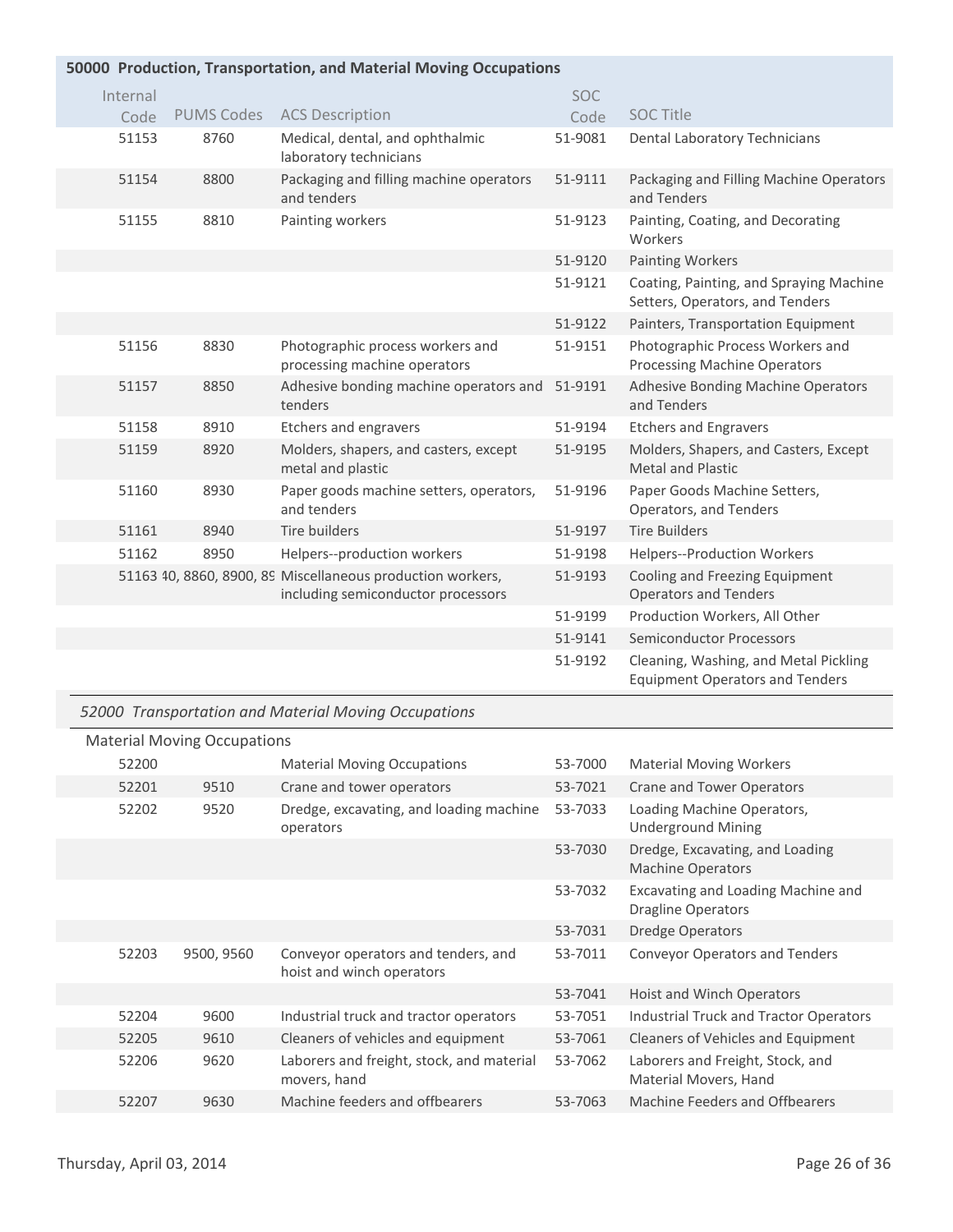## 50000 Production, Transportation, and Material Moving Occupations

| Internal Code | PUMS Codes | ACS Description | SOC Code | SOC Title |
|---|---|---|---|---|
| 51153 | 8760 | Medical, dental, and ophthalmic laboratory technicians | 51-9081 | Dental Laboratory Technicians |
| 51154 | 8800 | Packaging and filling machine operators and tenders | 51-9111 | Packaging and Filling Machine Operators and Tenders |
| 51155 | 8810 | Painting workers | 51-9123 | Painting, Coating, and Decorating Workers |
| | | | 51-9120 | Painting Workers |
| | | | 51-9121 | Coating, Painting, and Spraying Machine Setters, Operators, and Tenders |
| | | | 51-9122 | Painters, Transportation Equipment |
| 51156 | 8830 | Photographic process workers and processing machine operators | 51-9151 | Photographic Process Workers and Processing Machine Operators |
| 51157 | 8850 | Adhesive bonding machine operators and tenders | 51-9191 | Adhesive Bonding Machine Operators and Tenders |
| 51158 | 8910 | Etchers and engravers | 51-9194 | Etchers and Engravers |
| 51159 | 8920 | Molders, shapers, and casters, except metal and plastic | 51-9195 | Molders, Shapers, and Casters, Except Metal and Plastic |
| 51160 | 8930 | Paper goods machine setters, operators, and tenders | 51-9196 | Paper Goods Machine Setters, Operators, and Tenders |
| 51161 | 8940 | Tire builders | 51-9197 | Tire Builders |
| 51162 | 8950 | Helpers--production workers | 51-9198 | Helpers--Production Workers |
| 51163 | 40, 8860, 8900, 89 | Miscellaneous production workers, including semiconductor processors | 51-9193 | Cooling and Freezing Equipment Operators and Tenders |
| | | | 51-9199 | Production Workers, All Other |
| | | | 51-9141 | Semiconductor Processors |
| | | | 51-9192 | Cleaning, Washing, and Metal Pickling Equipment Operators and Tenders |

### *52000 Transportation and Material Moving Occupations*

Material Moving Occupations

| Internal Code | PUMS Codes | ACS Description | SOC Code | SOC Title |
|---|---|---|---|---|
| 52200 | | Material Moving Occupations | 53-7000 | Material Moving Workers |
| 52201 | 9510 | Crane and tower operators | 53-7021 | Crane and Tower Operators |
| 52202 | 9520 | Dredge, excavating, and loading machine operators | 53-7033 | Loading Machine Operators, Underground Mining |
| | | | 53-7030 | Dredge, Excavating, and Loading Machine Operators |
| | | | 53-7032 | Excavating and Loading Machine and Dragline Operators |
| | | | 53-7031 | Dredge Operators |
| 52203 | 9500, 9560 | Conveyor operators and tenders, and hoist and winch operators | 53-7011 | Conveyor Operators and Tenders |
| | | | 53-7041 | Hoist and Winch Operators |
| 52204 | 9600 | Industrial truck and tractor operators | 53-7051 | Industrial Truck and Tractor Operators |
| 52205 | 9610 | Cleaners of vehicles and equipment | 53-7061 | Cleaners of Vehicles and Equipment |
| 52206 | 9620 | Laborers and freight, stock, and material movers, hand | 53-7062 | Laborers and Freight, Stock, and Material Movers, Hand |
| 52207 | 9630 | Machine feeders and offbearers | 53-7063 | Machine Feeders and Offbearers |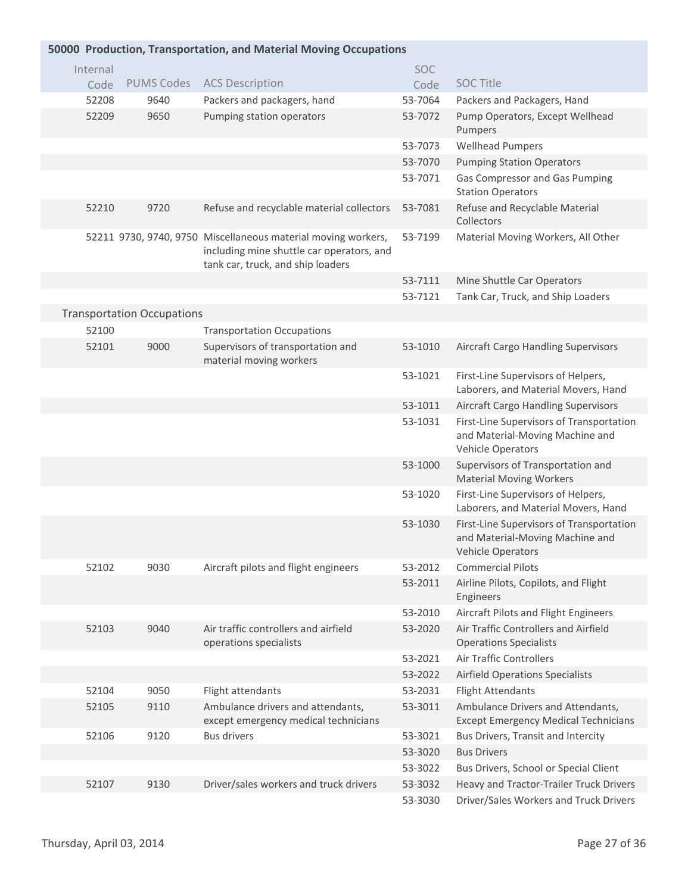## 50000 Production, Transportation, and Material Moving Occupations

| Internal Code | PUMS Codes | ACS Description | SOC Code | SOC Title |
|---|---|---|---|---|
| 52208 | 9640 | Packers and packagers, hand | 53-7064 | Packers and Packagers, Hand |
| 52209 | 9650 | Pumping station operators | 53-7072 | Pump Operators, Except Wellhead Pumpers |
| | | | 53-7073 | Wellhead Pumpers |
| | | | 53-7070 | Pumping Station Operators |
| | | | 53-7071 | Gas Compressor and Gas Pumping Station Operators |
| 52210 | 9720 | Refuse and recyclable material collectors | 53-7081 | Refuse and Recyclable Material Collectors |
| 52211 | 9730, 9740, 9750 | Miscellaneous material moving workers, including mine shuttle car operators, and tank car, truck, and ship loaders | 53-7199 | Material Moving Workers, All Other |
| | | | 53-7111 | Mine Shuttle Car Operators |
| | | | 53-7121 | Tank Car, Truck, and Ship Loaders |
| **Transportation Occupations** | | | | |
| 52100 | | Transportation Occupations | | |
| 52101 | 9000 | Supervisors of transportation and material moving workers | 53-1010 | Aircraft Cargo Handling Supervisors |
| | | | 53-1021 | First-Line Supervisors of Helpers, Laborers, and Material Movers, Hand |
| | | | 53-1011 | Aircraft Cargo Handling Supervisors |
| | | | 53-1031 | First-Line Supervisors of Transportation and Material-Moving Machine and Vehicle Operators |
| | | | 53-1000 | Supervisors of Transportation and Material Moving Workers |
| | | | 53-1020 | First-Line Supervisors of Helpers, Laborers, and Material Movers, Hand |
| | | | 53-1030 | First-Line Supervisors of Transportation and Material-Moving Machine and Vehicle Operators |
| 52102 | 9030 | Aircraft pilots and flight engineers | 53-2012 | Commercial Pilots |
| | | | 53-2011 | Airline Pilots, Copilots, and Flight Engineers |
| | | | 53-2010 | Aircraft Pilots and Flight Engineers |
| 52103 | 9040 | Air traffic controllers and airfield operations specialists | 53-2020 | Air Traffic Controllers and Airfield Operations Specialists |
| | | | 53-2021 | Air Traffic Controllers |
| | | | 53-2022 | Airfield Operations Specialists |
| 52104 | 9050 | Flight attendants | 53-2031 | Flight Attendants |
| 52105 | 9110 | Ambulance drivers and attendants, except emergency medical technicians | 53-3011 | Ambulance Drivers and Attendants, Except Emergency Medical Technicians |
| 52106 | 9120 | Bus drivers | 53-3021 | Bus Drivers, Transit and Intercity |
| | | | 53-3020 | Bus Drivers |
| | | | 53-3022 | Bus Drivers, School or Special Client |
| 52107 | 9130 | Driver/sales workers and truck drivers | 53-3032 | Heavy and Tractor-Trailer Truck Drivers |
| | | | 53-3030 | Driver/Sales Workers and Truck Drivers |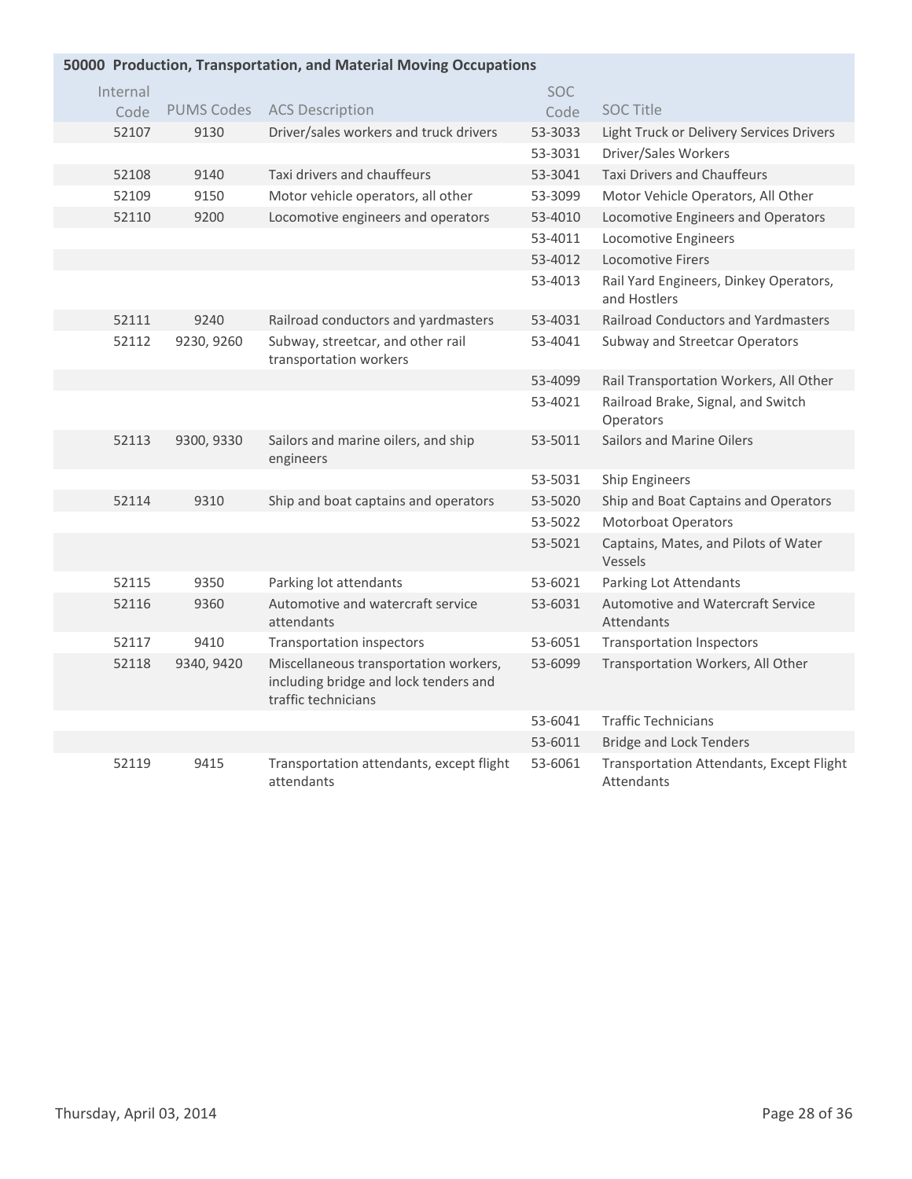## 50000 Production, Transportation, and Material Moving Occupations

| Internal Code | PUMS Codes | ACS Description | SOC Code | SOC Title |
|---|---|---|---|---|
| 52107 | 9130 | Driver/sales workers and truck drivers | 53-3033 | Light Truck or Delivery Services Drivers |
| | | | 53-3031 | Driver/Sales Workers |
| 52108 | 9140 | Taxi drivers and chauffeurs | 53-3041 | Taxi Drivers and Chauffeurs |
| 52109 | 9150 | Motor vehicle operators, all other | 53-3099 | Motor Vehicle Operators, All Other |
| 52110 | 9200 | Locomotive engineers and operators | 53-4010 | Locomotive Engineers and Operators |
| | | | 53-4011 | Locomotive Engineers |
| | | | 53-4012 | Locomotive Firers |
| | | | 53-4013 | Rail Yard Engineers, Dinkey Operators, and Hostlers |
| 52111 | 9240 | Railroad conductors and yardmasters | 53-4031 | Railroad Conductors and Yardmasters |
| 52112 | 9230, 9260 | Subway, streetcar, and other rail transportation workers | 53-4041 | Subway and Streetcar Operators |
| | | | 53-4099 | Rail Transportation Workers, All Other |
| | | | 53-4021 | Railroad Brake, Signal, and Switch Operators |
| 52113 | 9300, 9330 | Sailors and marine oilers, and ship engineers | 53-5011 | Sailors and Marine Oilers |
| | | | 53-5031 | Ship Engineers |
| 52114 | 9310 | Ship and boat captains and operators | 53-5020 | Ship and Boat Captains and Operators |
| | | | 53-5022 | Motorboat Operators |
| | | | 53-5021 | Captains, Mates, and Pilots of Water Vessels |
| 52115 | 9350 | Parking lot attendants | 53-6021 | Parking Lot Attendants |
| 52116 | 9360 | Automotive and watercraft service attendants | 53-6031 | Automotive and Watercraft Service Attendants |
| 52117 | 9410 | Transportation inspectors | 53-6051 | Transportation Inspectors |
| 52118 | 9340, 9420 | Miscellaneous transportation workers, including bridge and lock tenders and traffic technicians | 53-6099 | Transportation Workers, All Other |
| | | | 53-6041 | Traffic Technicians |
| | | | 53-6011 | Bridge and Lock Tenders |
| 52119 | 9415 | Transportation attendants, except flight attendants | 53-6061 | Transportation Attendants, Except Flight Attendants |

Thursday, April 03, 2014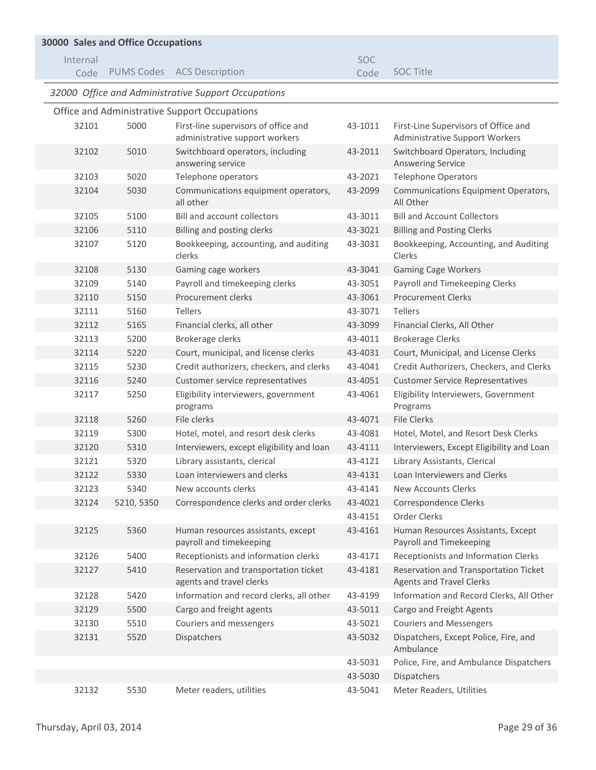## 30000 Sales and Office Occupations

| Internal Code | PUMS Codes | ACS Description | SOC Code | SOC Title |
|---|---|---|---|---|

### *32000 Office and Administrative Support Occupations*

Office and Administrative Support Occupations

| Internal Code | PUMS Codes | ACS Description | SOC Code | SOC Title |
|---|---|---|---|---|
| 32101 | 5000 | First-line supervisors of office and administrative support workers | 43-1011 | First-Line Supervisors of Office and Administrative Support Workers |
| 32102 | 5010 | Switchboard operators, including answering service | 43-2011 | Switchboard Operators, Including Answering Service |
| 32103 | 5020 | Telephone operators | 43-2021 | Telephone Operators |
| 32104 | 5030 | Communications equipment operators, all other | 43-2099 | Communications Equipment Operators, All Other |
| 32105 | 5100 | Bill and account collectors | 43-3011 | Bill and Account Collectors |
| 32106 | 5110 | Billing and posting clerks | 43-3021 | Billing and Posting Clerks |
| 32107 | 5120 | Bookkeeping, accounting, and auditing clerks | 43-3031 | Bookkeeping, Accounting, and Auditing Clerks |
| 32108 | 5130 | Gaming cage workers | 43-3041 | Gaming Cage Workers |
| 32109 | 5140 | Payroll and timekeeping clerks | 43-3051 | Payroll and Timekeeping Clerks |
| 32110 | 5150 | Procurement clerks | 43-3061 | Procurement Clerks |
| 32111 | 5160 | Tellers | 43-3071 | Tellers |
| 32112 | 5165 | Financial clerks, all other | 43-3099 | Financial Clerks, All Other |
| 32113 | 5200 | Brokerage clerks | 43-4011 | Brokerage Clerks |
| 32114 | 5220 | Court, municipal, and license clerks | 43-4031 | Court, Municipal, and License Clerks |
| 32115 | 5230 | Credit authorizers, checkers, and clerks | 43-4041 | Credit Authorizers, Checkers, and Clerks |
| 32116 | 5240 | Customer service representatives | 43-4051 | Customer Service Representatives |
| 32117 | 5250 | Eligibility interviewers, government programs | 43-4061 | Eligibility Interviewers, Government Programs |
| 32118 | 5260 | File clerks | 43-4071 | File Clerks |
| 32119 | 5300 | Hotel, motel, and resort desk clerks | 43-4081 | Hotel, Motel, and Resort Desk Clerks |
| 32120 | 5310 | Interviewers, except eligibility and loan | 43-4111 | Interviewers, Except Eligibility and Loan |
| 32121 | 5320 | Library assistants, clerical | 43-4121 | Library Assistants, Clerical |
| 32122 | 5330 | Loan interviewers and clerks | 43-4131 | Loan Interviewers and Clerks |
| 32123 | 5340 | New accounts clerks | 43-4141 | New Accounts Clerks |
| 32124 | 5210, 5350 | Correspondence clerks and order clerks | 43-4021 | Correspondence Clerks |
| | | | 43-4151 | Order Clerks |
| 32125 | 5360 | Human resources assistants, except payroll and timekeeping | 43-4161 | Human Resources Assistants, Except Payroll and Timekeeping |
| 32126 | 5400 | Receptionists and information clerks | 43-4171 | Receptionists and Information Clerks |
| 32127 | 5410 | Reservation and transportation ticket agents and travel clerks | 43-4181 | Reservation and Transportation Ticket Agents and Travel Clerks |
| 32128 | 5420 | Information and record clerks, all other | 43-4199 | Information and Record Clerks, All Other |
| 32129 | 5500 | Cargo and freight agents | 43-5011 | Cargo and Freight Agents |
| 32130 | 5510 | Couriers and messengers | 43-5021 | Couriers and Messengers |
| 32131 | 5520 | Dispatchers | 43-5032 | Dispatchers, Except Police, Fire, and Ambulance |
| | | | 43-5031 | Police, Fire, and Ambulance Dispatchers |
| | | | 43-5030 | Dispatchers |
| 32132 | 5530 | Meter readers, utilities | 43-5041 | Meter Readers, Utilities |

Thursday, April 03, 2014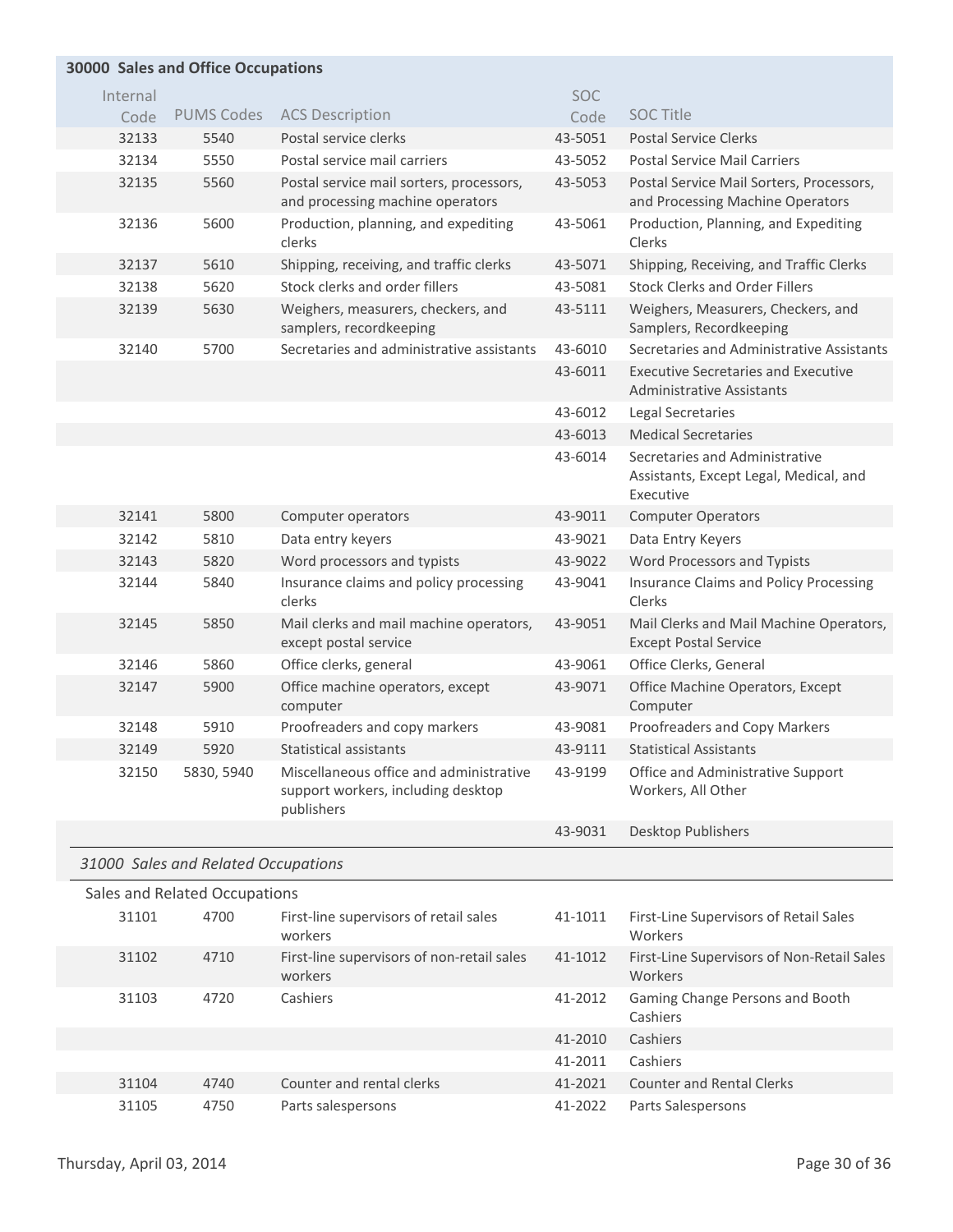## 30000 Sales and Office Occupations

| Internal Code | PUMS Codes | ACS Description | SOC Code | SOC Title |
|---|---|---|---|---|
| 32133 | 5540 | Postal service clerks | 43-5051 | Postal Service Clerks |
| 32134 | 5550 | Postal service mail carriers | 43-5052 | Postal Service Mail Carriers |
| 32135 | 5560 | Postal service mail sorters, processors, and processing machine operators | 43-5053 | Postal Service Mail Sorters, Processors, and Processing Machine Operators |
| 32136 | 5600 | Production, planning, and expediting clerks | 43-5061 | Production, Planning, and Expediting Clerks |
| 32137 | 5610 | Shipping, receiving, and traffic clerks | 43-5071 | Shipping, Receiving, and Traffic Clerks |
| 32138 | 5620 | Stock clerks and order fillers | 43-5081 | Stock Clerks and Order Fillers |
| 32139 | 5630 | Weighers, measurers, checkers, and samplers, recordkeeping | 43-5111 | Weighers, Measurers, Checkers, and Samplers, Recordkeeping |
| 32140 | 5700 | Secretaries and administrative assistants | 43-6010 | Secretaries and Administrative Assistants |
| | | | 43-6011 | Executive Secretaries and Executive Administrative Assistants |
| | | | 43-6012 | Legal Secretaries |
| | | | 43-6013 | Medical Secretaries |
| | | | 43-6014 | Secretaries and Administrative Assistants, Except Legal, Medical, and Executive |
| 32141 | 5800 | Computer operators | 43-9011 | Computer Operators |
| 32142 | 5810 | Data entry keyers | 43-9021 | Data Entry Keyers |
| 32143 | 5820 | Word processors and typists | 43-9022 | Word Processors and Typists |
| 32144 | 5840 | Insurance claims and policy processing clerks | 43-9041 | Insurance Claims and Policy Processing Clerks |
| 32145 | 5850 | Mail clerks and mail machine operators, except postal service | 43-9051 | Mail Clerks and Mail Machine Operators, Except Postal Service |
| 32146 | 5860 | Office clerks, general | 43-9061 | Office Clerks, General |
| 32147 | 5900 | Office machine operators, except computer | 43-9071 | Office Machine Operators, Except Computer |
| 32148 | 5910 | Proofreaders and copy markers | 43-9081 | Proofreaders and Copy Markers |
| 32149 | 5920 | Statistical assistants | 43-9111 | Statistical Assistants |
| 32150 | 5830, 5940 | Miscellaneous office and administrative support workers, including desktop publishers | 43-9199 | Office and Administrative Support Workers, All Other |
| | | | 43-9031 | Desktop Publishers |

### *31000 Sales and Related Occupations*

Sales and Related Occupations

| Internal Code | PUMS Codes | ACS Description | SOC Code | SOC Title |
|---|---|---|---|---|
| 31101 | 4700 | First-line supervisors of retail sales workers | 41-1011 | First-Line Supervisors of Retail Sales Workers |
| 31102 | 4710 | First-line supervisors of non-retail sales workers | 41-1012 | First-Line Supervisors of Non-Retail Sales Workers |
| 31103 | 4720 | Cashiers | 41-2012 | Gaming Change Persons and Booth Cashiers |
| | | | 41-2010 | Cashiers |
| | | | 41-2011 | Cashiers |
| 31104 | 4740 | Counter and rental clerks | 41-2021 | Counter and Rental Clerks |
| 31105 | 4750 | Parts salespersons | 41-2022 | Parts Salespersons |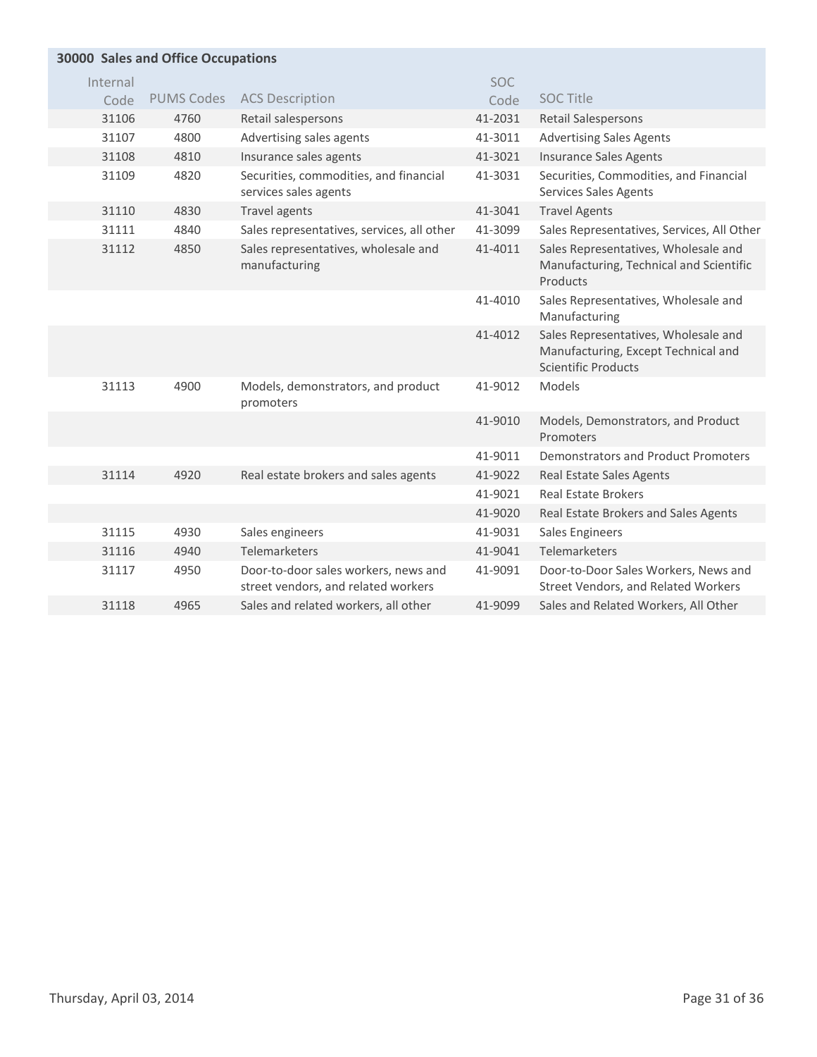## 30000 Sales and Office Occupations

| Internal Code | PUMS Codes | ACS Description | SOC Code | SOC Title |
|---|---|---|---|---|
| 31106 | 4760 | Retail salespersons | 41-2031 | Retail Salespersons |
| 31107 | 4800 | Advertising sales agents | 41-3011 | Advertising Sales Agents |
| 31108 | 4810 | Insurance sales agents | 41-3021 | Insurance Sales Agents |
| 31109 | 4820 | Securities, commodities, and financial services sales agents | 41-3031 | Securities, Commodities, and Financial Services Sales Agents |
| 31110 | 4830 | Travel agents | 41-3041 | Travel Agents |
| 31111 | 4840 | Sales representatives, services, all other | 41-3099 | Sales Representatives, Services, All Other |
| 31112 | 4850 | Sales representatives, wholesale and manufacturing | 41-4011 | Sales Representatives, Wholesale and Manufacturing, Technical and Scientific Products |
| | | | 41-4010 | Sales Representatives, Wholesale and Manufacturing |
| | | | 41-4012 | Sales Representatives, Wholesale and Manufacturing, Except Technical and Scientific Products |
| 31113 | 4900 | Models, demonstrators, and product promoters | 41-9012 | Models |
| | | | 41-9010 | Models, Demonstrators, and Product Promoters |
| | | | 41-9011 | Demonstrators and Product Promoters |
| 31114 | 4920 | Real estate brokers and sales agents | 41-9022 | Real Estate Sales Agents |
| | | | 41-9021 | Real Estate Brokers |
| | | | 41-9020 | Real Estate Brokers and Sales Agents |
| 31115 | 4930 | Sales engineers | 41-9031 | Sales Engineers |
| 31116 | 4940 | Telemarketers | 41-9041 | Telemarketers |
| 31117 | 4950 | Door-to-door sales workers, news and street vendors, and related workers | 41-9091 | Door-to-Door Sales Workers, News and Street Vendors, and Related Workers |
| 31118 | 4965 | Sales and related workers, all other | 41-9099 | Sales and Related Workers, All Other |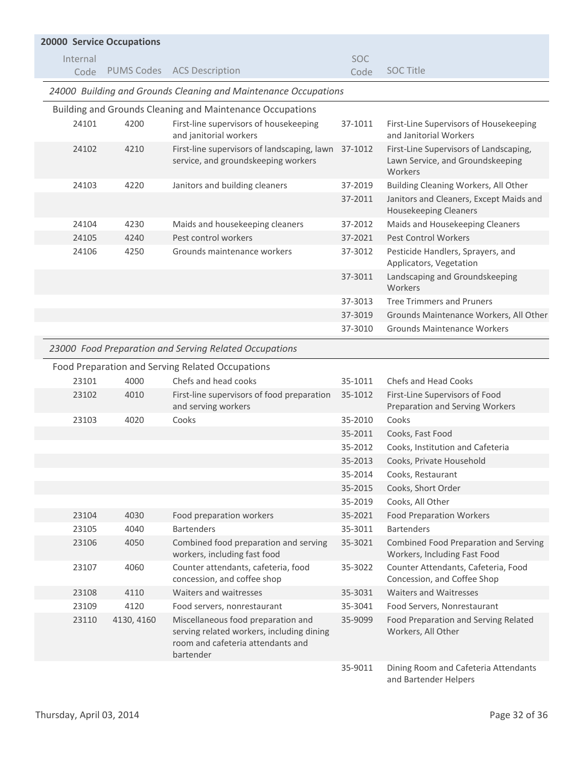## 20000 Service Occupations

| Internal Code | PUMS Codes | ACS Description | SOC Code | SOC Title |
|---|---|---|---|---|

### *24000 Building and Grounds Cleaning and Maintenance Occupations*

Building and Grounds Cleaning and Maintenance Occupations

| Internal Code | PUMS Codes | ACS Description | SOC Code | SOC Title |
|---|---|---|---|---|
| 24101 | 4200 | First-line supervisors of housekeeping and janitorial workers | 37-1011 | First-Line Supervisors of Housekeeping and Janitorial Workers |
| 24102 | 4210 | First-line supervisors of landscaping, lawn service, and groundskeeping workers | 37-1012 | First-Line Supervisors of Landscaping, Lawn Service, and Groundskeeping Workers |
| 24103 | 4220 | Janitors and building cleaners | 37-2019 | Building Cleaning Workers, All Other |
| | | | 37-2011 | Janitors and Cleaners, Except Maids and Housekeeping Cleaners |
| 24104 | 4230 | Maids and housekeeping cleaners | 37-2012 | Maids and Housekeeping Cleaners |
| 24105 | 4240 | Pest control workers | 37-2021 | Pest Control Workers |
| 24106 | 4250 | Grounds maintenance workers | 37-3012 | Pesticide Handlers, Sprayers, and Applicators, Vegetation |
| | | | 37-3011 | Landscaping and Groundskeeping Workers |
| | | | 37-3013 | Tree Trimmers and Pruners |
| | | | 37-3019 | Grounds Maintenance Workers, All Other |
| | | | 37-3010 | Grounds Maintenance Workers |

### *23000 Food Preparation and Serving Related Occupations*

Food Preparation and Serving Related Occupations

| Internal Code | PUMS Codes | ACS Description | SOC Code | SOC Title |
|---|---|---|---|---|
| 23101 | 4000 | Chefs and head cooks | 35-1011 | Chefs and Head Cooks |
| 23102 | 4010 | First-line supervisors of food preparation and serving workers | 35-1012 | First-Line Supervisors of Food Preparation and Serving Workers |
| 23103 | 4020 | Cooks | 35-2010 | Cooks |
| | | | 35-2011 | Cooks, Fast Food |
| | | | 35-2012 | Cooks, Institution and Cafeteria |
| | | | 35-2013 | Cooks, Private Household |
| | | | 35-2014 | Cooks, Restaurant |
| | | | 35-2015 | Cooks, Short Order |
| | | | 35-2019 | Cooks, All Other |
| 23104 | 4030 | Food preparation workers | 35-2021 | Food Preparation Workers |
| 23105 | 4040 | Bartenders | 35-3011 | Bartenders |
| 23106 | 4050 | Combined food preparation and serving workers, including fast food | 35-3021 | Combined Food Preparation and Serving Workers, Including Fast Food |
| 23107 | 4060 | Counter attendants, cafeteria, food concession, and coffee shop | 35-3022 | Counter Attendants, Cafeteria, Food Concession, and Coffee Shop |
| 23108 | 4110 | Waiters and waitresses | 35-3031 | Waiters and Waitresses |
| 23109 | 4120 | Food servers, nonrestaurant | 35-3041 | Food Servers, Nonrestaurant |
| 23110 | 4130, 4160 | Miscellaneous food preparation and serving related workers, including dining room and cafeteria attendants and bartender | 35-9099 | Food Preparation and Serving Related Workers, All Other |
| | | | 35-9011 | Dining Room and Cafeteria Attendants and Bartender Helpers |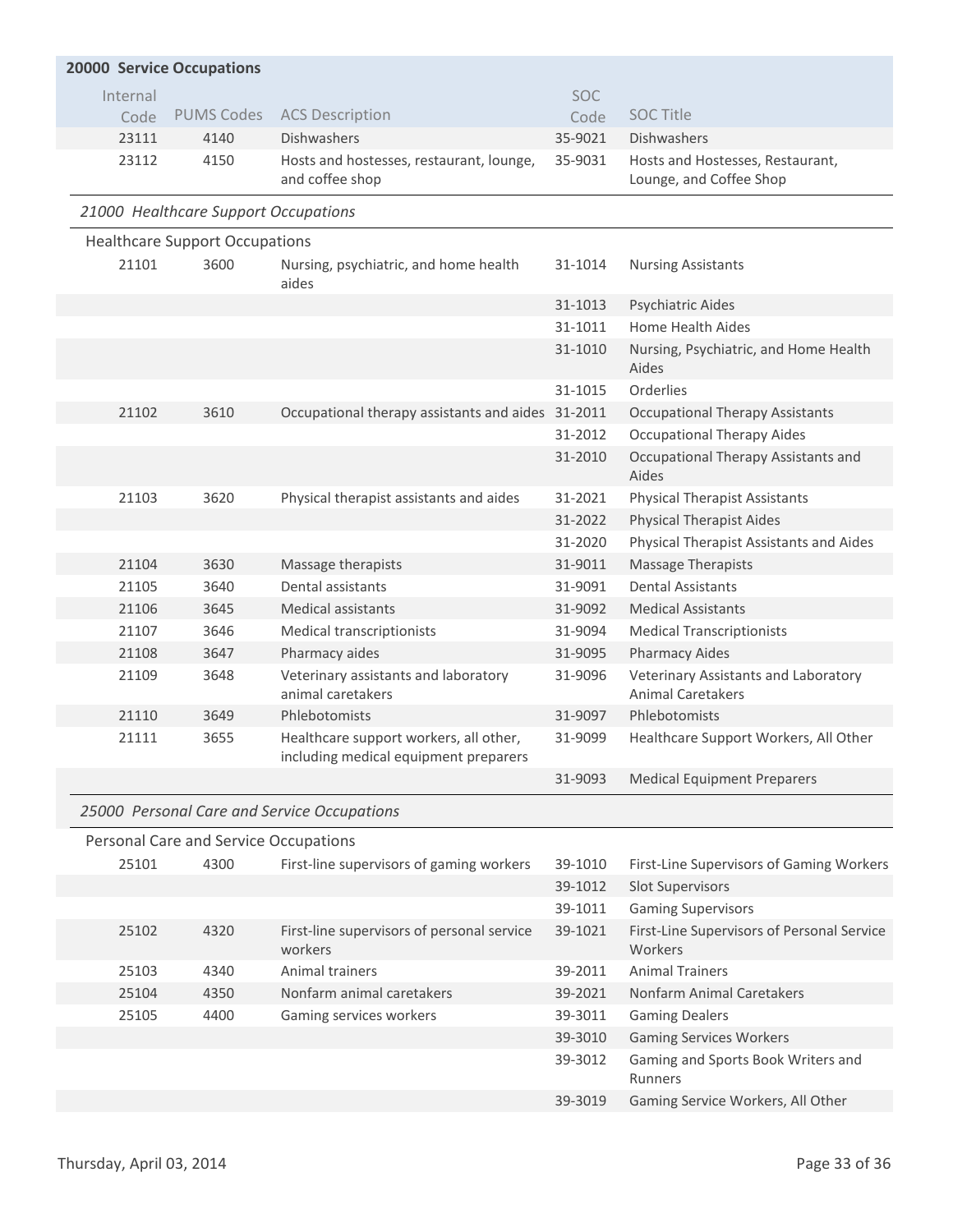## 20000 Service Occupations

| Internal Code | PUMS Codes | ACS Description | SOC Code | SOC Title |
|---|---|---|---|---|
| 23111 | 4140 | Dishwashers | 35-9021 | Dishwashers |
| 23112 | 4150 | Hosts and hostesses, restaurant, lounge, and coffee shop | 35-9031 | Hosts and Hostesses, Restaurant, Lounge, and Coffee Shop |

### *21000 Healthcare Support Occupations*

Healthcare Support Occupations

| Internal Code | PUMS Codes | ACS Description | SOC Code | SOC Title |
|---|---|---|---|---|
| 21101 | 3600 | Nursing, psychiatric, and home health aides | 31-1014 | Nursing Assistants |
| | | | 31-1013 | Psychiatric Aides |
| | | | 31-1011 | Home Health Aides |
| | | | 31-1010 | Nursing, Psychiatric, and Home Health Aides |
| | | | 31-1015 | Orderlies |
| 21102 | 3610 | Occupational therapy assistants and aides | 31-2011 | Occupational Therapy Assistants |
| | | | 31-2012 | Occupational Therapy Aides |
| | | | 31-2010 | Occupational Therapy Assistants and Aides |
| 21103 | 3620 | Physical therapist assistants and aides | 31-2021 | Physical Therapist Assistants |
| | | | 31-2022 | Physical Therapist Aides |
| | | | 31-2020 | Physical Therapist Assistants and Aides |
| 21104 | 3630 | Massage therapists | 31-9011 | Massage Therapists |
| 21105 | 3640 | Dental assistants | 31-9091 | Dental Assistants |
| 21106 | 3645 | Medical assistants | 31-9092 | Medical Assistants |
| 21107 | 3646 | Medical transcriptionists | 31-9094 | Medical Transcriptionists |
| 21108 | 3647 | Pharmacy aides | 31-9095 | Pharmacy Aides |
| 21109 | 3648 | Veterinary assistants and laboratory animal caretakers | 31-9096 | Veterinary Assistants and Laboratory Animal Caretakers |
| 21110 | 3649 | Phlebotomists | 31-9097 | Phlebotomists |
| 21111 | 3655 | Healthcare support workers, all other, including medical equipment preparers | 31-9099 | Healthcare Support Workers, All Other |
| | | | 31-9093 | Medical Equipment Preparers |

### *25000 Personal Care and Service Occupations*

Personal Care and Service Occupations

| Internal Code | PUMS Codes | ACS Description | SOC Code | SOC Title |
|---|---|---|---|---|
| 25101 | 4300 | First-line supervisors of gaming workers | 39-1010 | First-Line Supervisors of Gaming Workers |
| | | | 39-1012 | Slot Supervisors |
| | | | 39-1011 | Gaming Supervisors |
| 25102 | 4320 | First-line supervisors of personal service workers | 39-1021 | First-Line Supervisors of Personal Service Workers |
| 25103 | 4340 | Animal trainers | 39-2011 | Animal Trainers |
| 25104 | 4350 | Nonfarm animal caretakers | 39-2021 | Nonfarm Animal Caretakers |
| 25105 | 4400 | Gaming services workers | 39-3011 | Gaming Dealers |
| | | | 39-3010 | Gaming Services Workers |
| | | | 39-3012 | Gaming and Sports Book Writers and Runners |
| | | | 39-3019 | Gaming Service Workers, All Other |

Thursday, April 03, 2014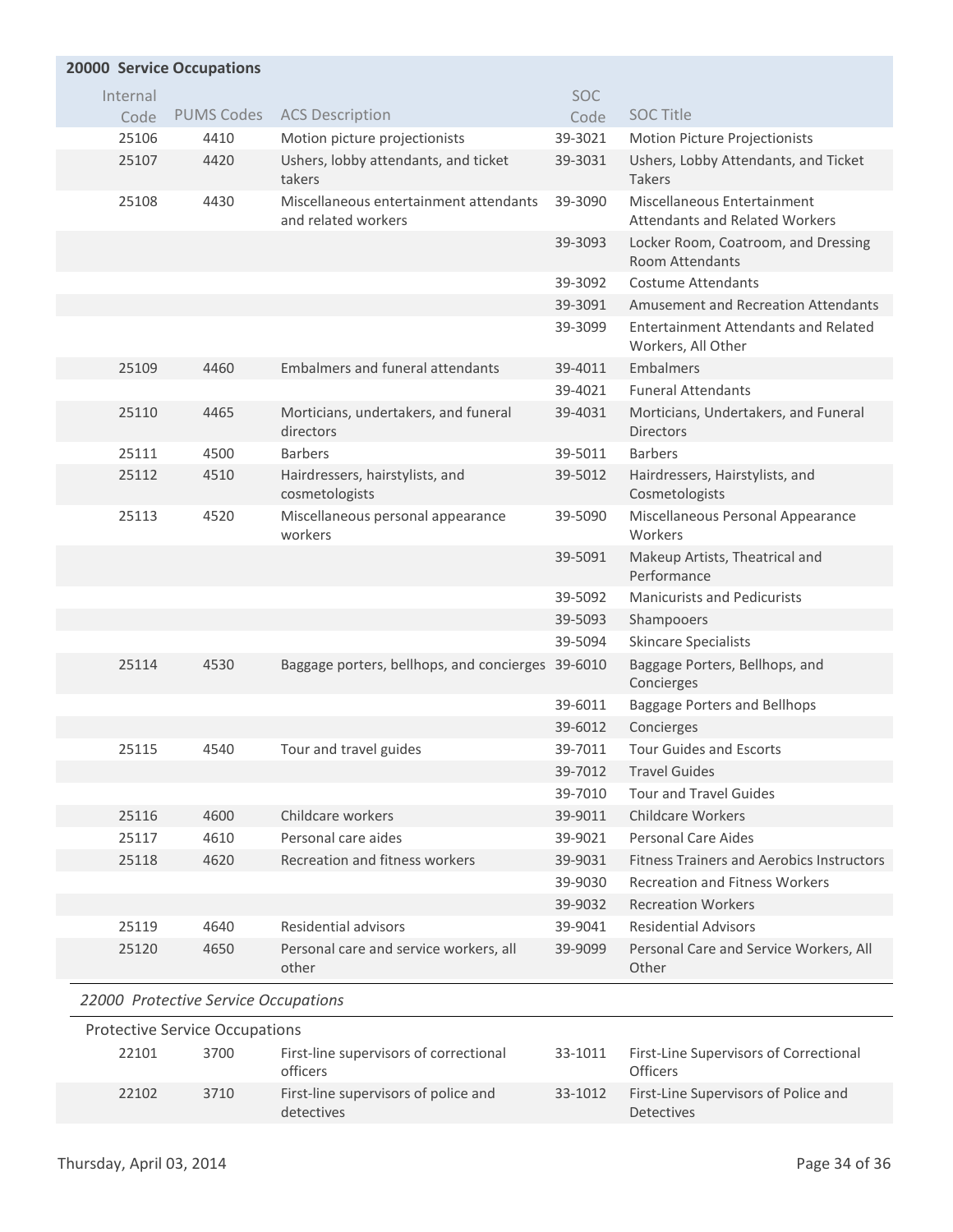## 20000 Service Occupations

| Internal Code | PUMS Codes | ACS Description | SOC Code | SOC Title |
|---|---|---|---|---|
| 25106 | 4410 | Motion picture projectionists | 39-3021 | Motion Picture Projectionists |
| 25107 | 4420 | Ushers, lobby attendants, and ticket takers | 39-3031 | Ushers, Lobby Attendants, and Ticket Takers |
| 25108 | 4430 | Miscellaneous entertainment attendants and related workers | 39-3090 | Miscellaneous Entertainment Attendants and Related Workers |
| | | | 39-3093 | Locker Room, Coatroom, and Dressing Room Attendants |
| | | | 39-3092 | Costume Attendants |
| | | | 39-3091 | Amusement and Recreation Attendants |
| | | | 39-3099 | Entertainment Attendants and Related Workers, All Other |
| 25109 | 4460 | Embalmers and funeral attendants | 39-4011 | Embalmers |
| | | | 39-4021 | Funeral Attendants |
| 25110 | 4465 | Morticians, undertakers, and funeral directors | 39-4031 | Morticians, Undertakers, and Funeral Directors |
| 25111 | 4500 | Barbers | 39-5011 | Barbers |
| 25112 | 4510 | Hairdressers, hairstylists, and cosmetologists | 39-5012 | Hairdressers, Hairstylists, and Cosmetologists |
| 25113 | 4520 | Miscellaneous personal appearance workers | 39-5090 | Miscellaneous Personal Appearance Workers |
| | | | 39-5091 | Makeup Artists, Theatrical and Performance |
| | | | 39-5092 | Manicurists and Pedicurists |
| | | | 39-5093 | Shampooers |
| | | | 39-5094 | Skincare Specialists |
| 25114 | 4530 | Baggage porters, bellhops, and concierges | 39-6010 | Baggage Porters, Bellhops, and Concierges |
| | | | 39-6011 | Baggage Porters and Bellhops |
| | | | 39-6012 | Concierges |
| 25115 | 4540 | Tour and travel guides | 39-7011 | Tour Guides and Escorts |
| | | | 39-7012 | Travel Guides |
| | | | 39-7010 | Tour and Travel Guides |
| 25116 | 4600 | Childcare workers | 39-9011 | Childcare Workers |
| 25117 | 4610 | Personal care aides | 39-9021 | Personal Care Aides |
| 25118 | 4620 | Recreation and fitness workers | 39-9031 | Fitness Trainers and Aerobics Instructors |
| | | | 39-9030 | Recreation and Fitness Workers |
| | | | 39-9032 | Recreation Workers |
| 25119 | 4640 | Residential advisors | 39-9041 | Residential Advisors |
| 25120 | 4650 | Personal care and service workers, all other | 39-9099 | Personal Care and Service Workers, All Other |

### *22000 Protective Service Occupations*

Protective Service Occupations

| Internal Code | PUMS Codes | ACS Description | SOC Code | SOC Title |
|---|---|---|---|---|
| 22101 | 3700 | First-line supervisors of correctional officers | 33-1011 | First-Line Supervisors of Correctional Officers |
| 22102 | 3710 | First-line supervisors of police and detectives | 33-1012 | First-Line Supervisors of Police and Detectives |

Thursday, April 03, 2014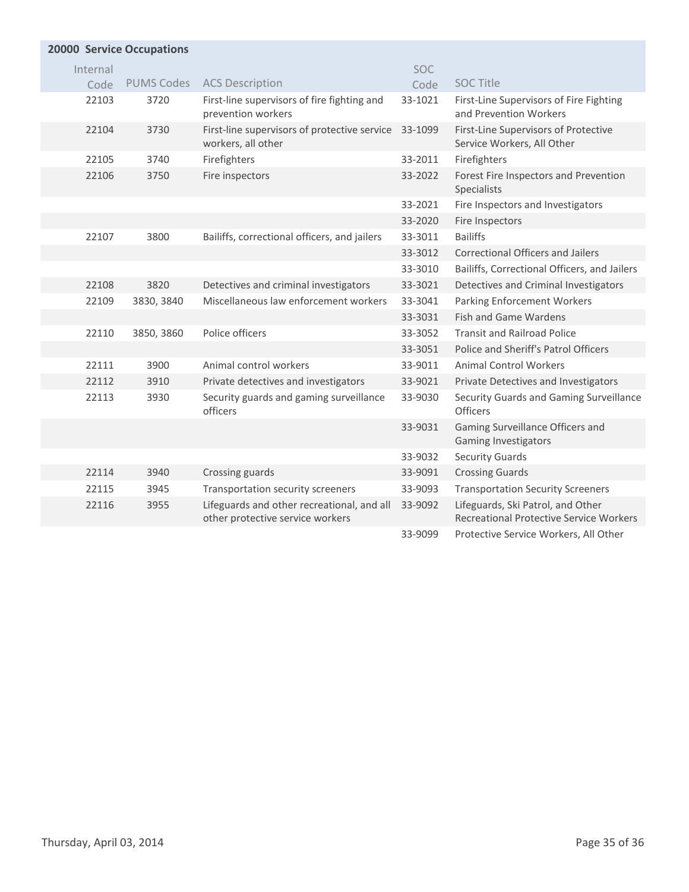## 20000 Service Occupations

| Internal Code | PUMS Codes | ACS Description | SOC Code | SOC Title |
|---|---|---|---|---|
| 22103 | 3720 | First-line supervisors of fire fighting and prevention workers | 33-1021 | First-Line Supervisors of Fire Fighting and Prevention Workers |
| 22104 | 3730 | First-line supervisors of protective service workers, all other | 33-1099 | First-Line Supervisors of Protective Service Workers, All Other |
| 22105 | 3740 | Firefighters | 33-2011 | Firefighters |
| 22106 | 3750 | Fire inspectors | 33-2022 | Forest Fire Inspectors and Prevention Specialists |
| | | | 33-2021 | Fire Inspectors and Investigators |
| | | | 33-2020 | Fire Inspectors |
| 22107 | 3800 | Bailiffs, correctional officers, and jailers | 33-3011 | Bailiffs |
| | | | 33-3012 | Correctional Officers and Jailers |
| | | | 33-3010 | Bailiffs, Correctional Officers, and Jailers |
| 22108 | 3820 | Detectives and criminal investigators | 33-3021 | Detectives and Criminal Investigators |
| 22109 | 3830, 3840 | Miscellaneous law enforcement workers | 33-3041 | Parking Enforcement Workers |
| | | | 33-3031 | Fish and Game Wardens |
| 22110 | 3850, 3860 | Police officers | 33-3052 | Transit and Railroad Police |
| | | | 33-3051 | Police and Sheriff's Patrol Officers |
| 22111 | 3900 | Animal control workers | 33-9011 | Animal Control Workers |
| 22112 | 3910 | Private detectives and investigators | 33-9021 | Private Detectives and Investigators |
| 22113 | 3930 | Security guards and gaming surveillance officers | 33-9030 | Security Guards and Gaming Surveillance Officers |
| | | | 33-9031 | Gaming Surveillance Officers and Gaming Investigators |
| | | | 33-9032 | Security Guards |
| 22114 | 3940 | Crossing guards | 33-9091 | Crossing Guards |
| 22115 | 3945 | Transportation security screeners | 33-9093 | Transportation Security Screeners |
| 22116 | 3955 | Lifeguards and other recreational, and all other protective service workers | 33-9092 | Lifeguards, Ski Patrol, and Other Recreational Protective Service Workers |
| | | | 33-9099 | Protective Service Workers, All Other |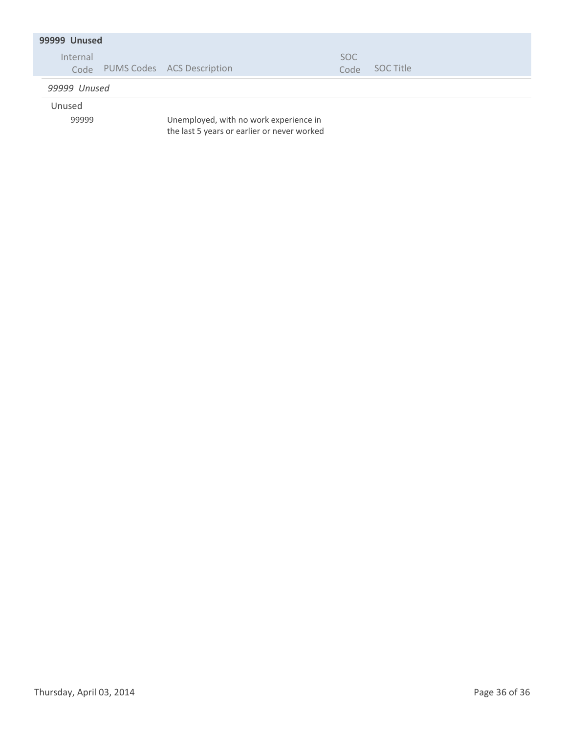## 99999 Unused

| Internal Code | PUMS Codes | ACS Description | SOC Code | SOC Title |
|---|---|---|---|---|
| *99999 Unused* | | | | |
| Unused | | | | |
| 99999 | | Unemployed, with no work experience in the last 5 years or earlier or never worked | | |

Thursday, April 03, 2014